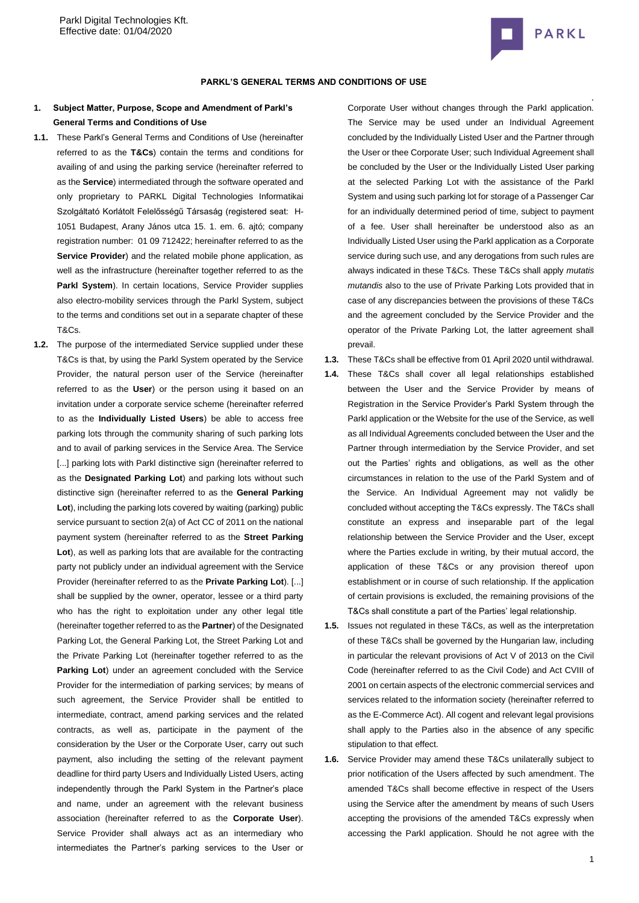## PARKL'S GENERAL TERMS AND CONDITIONS OF USE

### 1. Subject Matter, Purpose, Scope and Amendment of Parkl's General Terms and Conditions of Use

**1.1.** These Parkl's General Terms and Conditions of Use (hereinafter referred to as the **T&Cs**) contain the terms and conditions for availing of and using the parking service (hereinafter referred to as the **Service**) intermediated through the software operated and only proprietary to PARKL Digital Technologies Informatikai Szolgáltató Korlátolt Felelősségű Társaság (registered seat: H-1051 Budapest, Arany János utca 15. 1. em. 6. ajtó; company registration number: 01 09 712422; hereinafter referred to as the **Service Provider**) and the related mobile phone application, as well as the infrastructure (hereinafter together referred to as the **Parkl System**). In certain locations, Service Provider supplies also electro-mobility services through the Parkl System, subject to the terms and conditions set out in a separate chapter of these T&Cs.

**1.2.** The purpose of the intermediated Service supplied under these T&Cs is that, by using the Parkl System operated by the Service Provider, the natural person user of the Service (hereinafter referred to as the **User**) or the person using it based on an invitation under a corporate service scheme (hereinafter referred to as the **Individually Listed Users**) be able to access free parking lots through the community sharing of such parking lots and to avail of parking services in the Service Area. The Service [...] parking lots with Parkl distinctive sign (hereinafter referred to as the **Designated Parking Lot**) and parking lots without such distinctive sign (hereinafter referred to as the **General Parking Lot**), including the parking lots covered by waiting (parking) public service pursuant to section 2(a) of Act CC of 2011 on the national payment system (hereinafter referred to as the **Street Parking Lot**), as well as parking lots that are available for the contracting party not publicly under an individual agreement with the Service Provider (hereinafter referred to as the **Private Parking Lot**). [...] shall be supplied by the owner, operator, lessee or a third party who has the right to exploitation under any other legal title (hereinafter together referred to as the **Partner**) of the Designated Parking Lot, the General Parking Lot, the Street Parking Lot and the Private Parking Lot (hereinafter together referred to as the **Parking Lot**) under an agreement concluded with the Service Provider for the intermediation of parking services; by means of such agreement, the Service Provider shall be entitled to intermediate, contract, amend parking services and the related contracts, as well as, participate in the payment of the consideration by the User or the Corporate User, carry out such payment, also including the setting of the relevant payment deadline for third party Users and Individually Listed Users, acting independently through the Parkl System in the Partner's place and name, under an agreement with the relevant business association (hereinafter referred to as the **Corporate User**). Service Provider shall always act as an intermediary who intermediates the Partner's parking services to the User or Corporate User without changes through the Parkl application. The Service may be used under an Individual Agreement concluded by the Individually Listed User and the Partner through the User or thee Corporate User; such Individual Agreement shall be concluded by the User or the Individually Listed User parking at the selected Parking Lot with the assistance of the Parkl System and using such parking lot for storage of a Passenger Car for an individually determined period of time, subject to payment of a fee. User shall hereinafter be understood also as an Individually Listed User using the Parkl application as a Corporate service during such use, and any derogations from such rules are always indicated in these T&Cs. These T&Cs shall apply *mutatis mutandis* also to the use of Private Parking Lots provided that in case of any discrepancies between the provisions of these T&Cs and the agreement concluded by the Service Provider and the operator of the Private Parking Lot, the latter agreement shall prevail.

**1.3.** These T&Cs shall be effective from 01 April 2020 until withdrawal.

**1.4.** These T&Cs shall cover all legal relationships established between the User and the Service Provider by means of Registration in the Service Provider's Parkl System through the Parkl application or the Website for the use of the Service, as well as all Individual Agreements concluded between the User and the Partner through intermediation by the Service Provider, and set out the Parties' rights and obligations, as well as the other circumstances in relation to the use of the Parkl System and of the Service. An Individual Agreement may not validly be concluded without accepting the T&Cs expressly. The T&Cs shall constitute an express and inseparable part of the legal relationship between the Service Provider and the User, except where the Parties exclude in writing, by their mutual accord, the application of these T&Cs or any provision thereof upon establishment or in course of such relationship. If the application of certain provisions is excluded, the remaining provisions of the T&Cs shall constitute a part of the Parties' legal relationship.

**1.5.** Issues not regulated in these T&Cs, as well as the interpretation of these T&Cs shall be governed by the Hungarian law, including in particular the relevant provisions of Act V of 2013 on the Civil Code (hereinafter referred to as the Civil Code) and Act CVIII of 2001 on certain aspects of the electronic commercial services and services related to the information society (hereinafter referred to as the E-Commerce Act). All cogent and relevant legal provisions shall apply to the Parties also in the absence of any specific stipulation to that effect.

**1.6.** Service Provider may amend these T&Cs unilaterally subject to prior notification of the Users affected by such amendment. The amended T&Cs shall become effective in respect of the Users using the Service after the amendment by means of such Users accepting the provisions of the amended T&Cs expressly when accessing the Parkl application. Should he not agree with the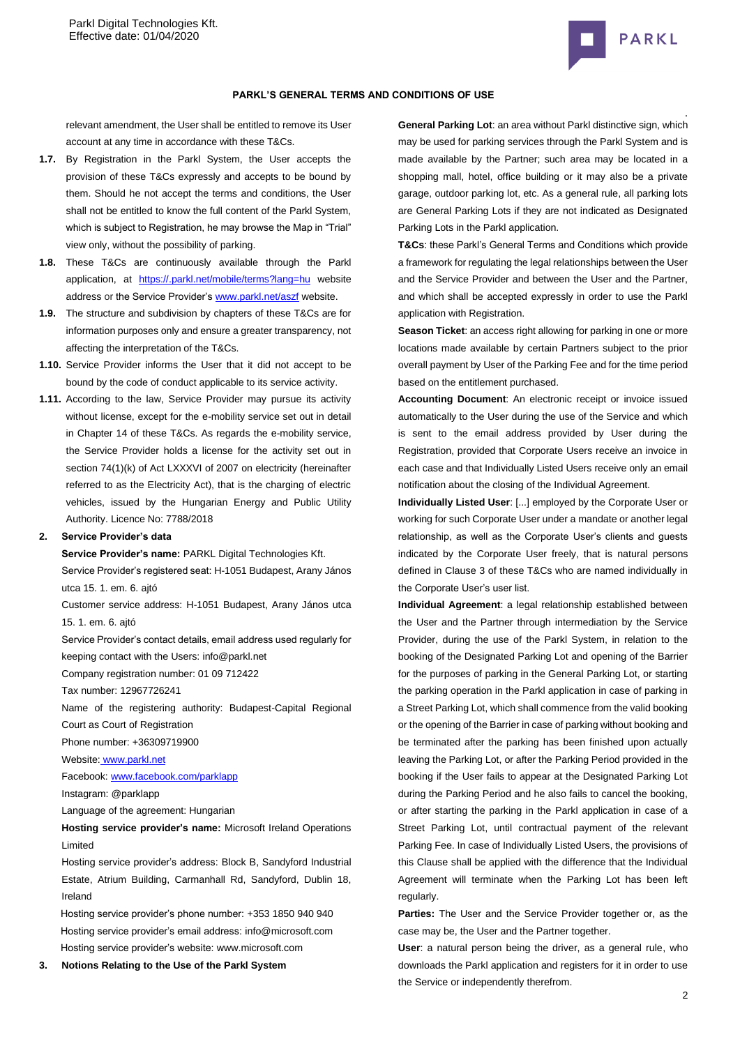relevant amendment, the User shall be entitled to remove its User account at any time in accordance with these T&Cs.

**1.7.** By Registration in the Parkl System, the User accepts the provision of these T&Cs expressly and accepts to be bound by them. Should he not accept the terms and conditions, the User shall not be entitled to know the full content of the Parkl System, which is subject to Registration, he may browse the Map in "Trial" view only, without the possibility of parking.

**1.8.** These T&Cs are continuously available through the Parkl application, at https://.parkl.net/mobile/terms?lang=hu website address or the Service Provider's www.parkl.net/aszf website.

**1.9.** The structure and subdivision by chapters of these T&Cs are for information purposes only and ensure a greater transparency, not affecting the interpretation of the T&Cs.

**1.10.** Service Provider informs the User that it did not accept to be bound by the code of conduct applicable to its service activity.

**1.11.** According to the law, Service Provider may pursue its activity without license, except for the e-mobility service set out in detail in Chapter 14 of these T&Cs. As regards the e-mobility service, the Service Provider holds a license for the activity set out in section 74(1)(k) of Act LXXXVI of 2007 on electricity (hereinafter referred to as the Electricity Act), that is the charging of electric vehicles, issued by the Hungarian Energy and Public Utility Authority. Licence No: 7788/2018

**2. Service Provider's data**

**Service Provider's name:** PARKL Digital Technologies Kft.

Service Provider's registered seat: H-1051 Budapest, Arany János utca 15. 1. em. 6. ajtó

Customer service address: H-1051 Budapest, Arany János utca 15. 1. em. 6. ajtó

Service Provider's contact details, email address used regularly for keeping contact with the Users: info@parkl.net

Company registration number: 01 09 712422

Tax number: 12967726241

Name of the registering authority: Budapest-Capital Regional Court as Court of Registration

Phone number: +36309719900

Website: www.parkl.net

Facebook: www.facebook.com/parklapp

Instagram: @parklapp

Language of the agreement: Hungarian

**Hosting service provider's name:** Microsoft Ireland Operations Limited

Hosting service provider's address: Block B, Sandyford Industrial Estate, Atrium Building, Carmanhall Rd, Sandyford, Dublin 18, Ireland

Hosting service provider's phone number: +353 1850 940 940

Hosting service provider's email address: info@microsoft.com

Hosting service provider's website: www.microsoft.com

**3. Notions Relating to the Use of the Parkl System**

**General Parking Lot**: an area without Parkl distinctive sign, which may be used for parking services through the Parkl System and is made available by the Partner; such area may be located in a shopping mall, hotel, office building or it may also be a private garage, outdoor parking lot, etc. As a general rule, all parking lots are General Parking Lots if they are not indicated as Designated Parking Lots in the Parkl application.

**T&Cs**: these Parkl's General Terms and Conditions which provide a framework for regulating the legal relationships between the User and the Service Provider and between the User and the Partner, and which shall be accepted expressly in order to use the Parkl application with Registration.

**Season Ticket**: an access right allowing for parking in one or more locations made available by certain Partners subject to the prior overall payment by User of the Parking Fee and for the time period based on the entitlement purchased.

**Accounting Document**: An electronic receipt or invoice issued automatically to the User during the use of the Service and which is sent to the email address provided by User during the Registration, provided that Corporate Users receive an invoice in each case and that Individually Listed Users receive only an email notification about the closing of the Individual Agreement.

**Individually Listed User**: [...] employed by the Corporate User or working for such Corporate User under a mandate or another legal relationship, as well as the Corporate User's clients and guests indicated by the Corporate User freely, that is natural persons defined in Clause 3 of these T&Cs who are named individually in the Corporate User's user list.

**Individual Agreement**: a legal relationship established between the User and the Partner through intermediation by the Service Provider, during the use of the Parkl System, in relation to the booking of the Designated Parking Lot and opening of the Barrier for the purposes of parking in the General Parking Lot, or starting the parking operation in the Parkl application in case of parking in a Street Parking Lot, which shall commence from the valid booking or the opening of the Barrier in case of parking without booking and be terminated after the parking has been finished upon actually leaving the Parking Lot, or after the Parking Period provided in the booking if the User fails to appear at the Designated Parking Lot during the Parking Period and he also fails to cancel the booking, or after starting the parking in the Parkl application in case of a Street Parking Lot, until contractual payment of the relevant Parking Fee. In case of Individually Listed Users, the provisions of this Clause shall be applied with the difference that the Individual Agreement will terminate when the Parking Lot has been left regularly.

**Parties:** The User and the Service Provider together or, as the case may be, the User and the Partner together.

**User**: a natural person being the driver, as a general rule, who downloads the Parkl application and registers for it in order to use the Service or independently therefrom.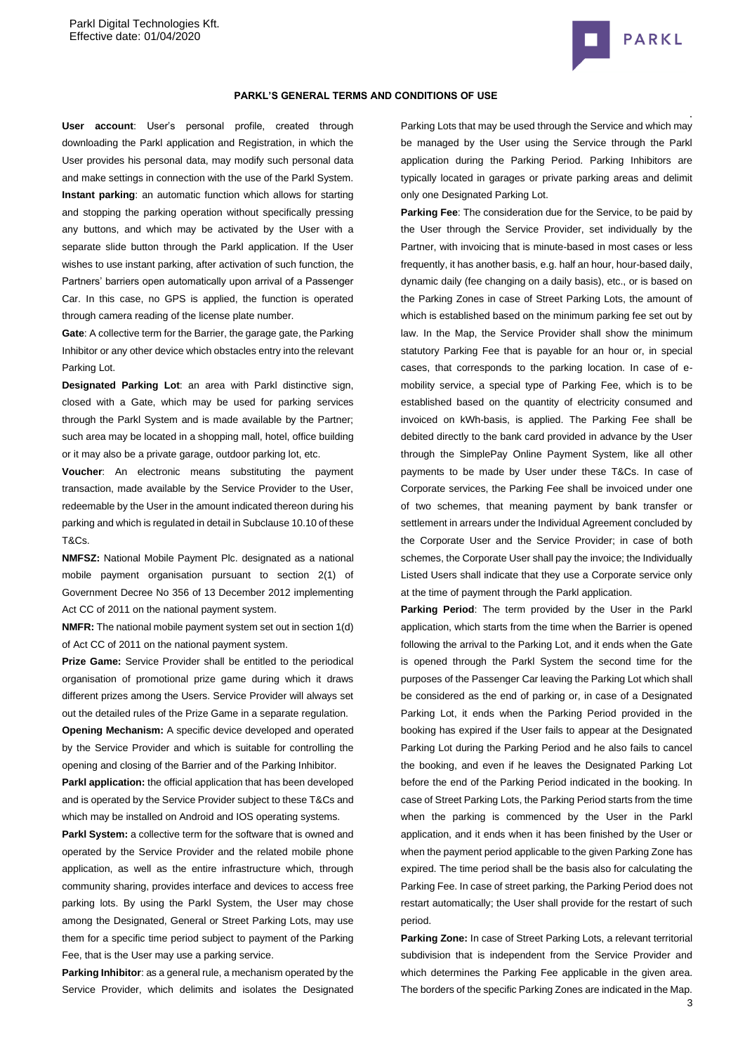**PARKL'S GENERAL TERMS AND CONDITIONS OF USE**

**User account**: User's personal profile, created through downloading the Parkl application and Registration, in which the User provides his personal data, may modify such personal data and make settings in connection with the use of the Parkl System.

**Instant parking**: an automatic function which allows for starting and stopping the parking operation without specifically pressing any buttons, and which may be activated by the User with a separate slide button through the Parkl application. If the User wishes to use instant parking, after activation of such function, the Partners' barriers open automatically upon arrival of a Passenger Car. In this case, no GPS is applied, the function is operated through camera reading of the license plate number.

**Gate**: A collective term for the Barrier, the garage gate, the Parking Inhibitor or any other device which obstacles entry into the relevant Parking Lot.

**Designated Parking Lot**: an area with Parkl distinctive sign, closed with a Gate, which may be used for parking services through the Parkl System and is made available by the Partner; such area may be located in a shopping mall, hotel, office building or it may also be a private garage, outdoor parking lot, etc.

**Voucher**: An electronic means substituting the payment transaction, made available by the Service Provider to the User, redeemable by the User in the amount indicated thereon during his parking and which is regulated in detail in Subclause 10.10 of these T&Cs.

**NMFSZ:** National Mobile Payment Plc. designated as a national mobile payment organisation pursuant to section 2(1) of Government Decree No 356 of 13 December 2012 implementing Act CC of 2011 on the national payment system.

**NMFR:** The national mobile payment system set out in section 1(d) of Act CC of 2011 on the national payment system.

**Prize Game:** Service Provider shall be entitled to the periodical organisation of promotional prize game during which it draws different prizes among the Users. Service Provider will always set out the detailed rules of the Prize Game in a separate regulation.

**Opening Mechanism:** A specific device developed and operated by the Service Provider and which is suitable for controlling the opening and closing of the Barrier and of the Parking Inhibitor.

**Parkl application:** the official application that has been developed and is operated by the Service Provider subject to these T&Cs and which may be installed on Android and IOS operating systems.

**Parkl System:** a collective term for the software that is owned and operated by the Service Provider and the related mobile phone application, as well as the entire infrastructure which, through community sharing, provides interface and devices to access free parking lots. By using the Parkl System, the User may chose among the Designated, General or Street Parking Lots, may use them for a specific time period subject to payment of the Parking Fee, that is the User may use a parking service.

**Parking Inhibitor**: as a general rule, a mechanism operated by the Service Provider, which delimits and isolates the Designated Parking Lots that may be used through the Service and which may be managed by the User using the Service through the Parkl application during the Parking Period. Parking Inhibitors are typically located in garages or private parking areas and delimit only one Designated Parking Lot.

**Parking Fee**: The consideration due for the Service, to be paid by the User through the Service Provider, set individually by the Partner, with invoicing that is minute-based in most cases or less frequently, it has another basis, e.g. half an hour, hour-based daily, dynamic daily (fee changing on a daily basis), etc., or is based on the Parking Zones in case of Street Parking Lots, the amount of which is established based on the minimum parking fee set out by law. In the Map, the Service Provider shall show the minimum statutory Parking Fee that is payable for an hour or, in special cases, that corresponds to the parking location. In case of e-mobility service, a special type of Parking Fee, which is to be established based on the quantity of electricity consumed and invoiced on kWh-basis, is applied. The Parking Fee shall be debited directly to the bank card provided in advance by the User through the SimplePay Online Payment System, like all other payments to be made by User under these T&Cs. In case of Corporate services, the Parking Fee shall be invoiced under one of two schemes, that meaning payment by bank transfer or settlement in arrears under the Individual Agreement concluded by the Corporate User and the Service Provider; in case of both schemes, the Corporate User shall pay the invoice; the Individually Listed Users shall indicate that they use a Corporate service only at the time of payment through the Parkl application.

**Parking Period**: The term provided by the User in the Parkl application, which starts from the time when the Barrier is opened following the arrival to the Parking Lot, and it ends when the Gate is opened through the Parkl System the second time for the purposes of the Passenger Car leaving the Parking Lot which shall be considered as the end of parking or, in case of a Designated Parking Lot, it ends when the Parking Period provided in the booking has expired if the User fails to appear at the Designated Parking Lot during the Parking Period and he also fails to cancel the booking, and even if he leaves the Designated Parking Lot before the end of the Parking Period indicated in the booking. In case of Street Parking Lots, the Parking Period starts from the time when the parking is commenced by the User in the Parkl application, and it ends when it has been finished by the User or when the payment period applicable to the given Parking Zone has expired. The time period shall be the basis also for calculating the Parking Fee. In case of street parking, the Parking Period does not restart automatically; the User shall provide for the restart of such period.

**Parking Zone:** In case of Street Parking Lots, a relevant territorial subdivision that is independent from the Service Provider and which determines the Parking Fee applicable in the given area. The borders of the specific Parking Zones are indicated in the Map.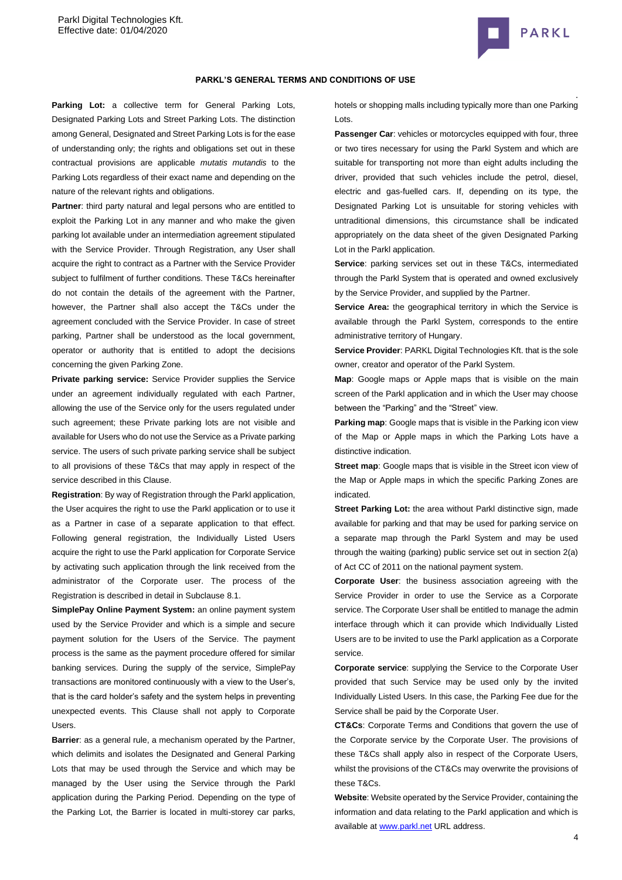**PARKL'S GENERAL TERMS AND CONDITIONS OF USE**

**Parking Lot:** a collective term for General Parking Lots, Designated Parking Lots and Street Parking Lots. The distinction among General, Designated and Street Parking Lots is for the ease of understanding only; the rights and obligations set out in these contractual provisions are applicable *mutatis mutandis* to the Parking Lots regardless of their exact name and depending on the nature of the relevant rights and obligations.

**Partner**: third party natural and legal persons who are entitled to exploit the Parking Lot in any manner and who make the given parking lot available under an intermediation agreement stipulated with the Service Provider. Through Registration, any User shall acquire the right to contract as a Partner with the Service Provider subject to fulfilment of further conditions. These T&Cs hereinafter do not contain the details of the agreement with the Partner, however, the Partner shall also accept the T&Cs under the agreement concluded with the Service Provider. In case of street parking, Partner shall be understood as the local government, operator or authority that is entitled to adopt the decisions concerning the given Parking Zone.

**Private parking service:** Service Provider supplies the Service under an agreement individually regulated with each Partner, allowing the use of the Service only for the users regulated under such agreement; these Private parking lots are not visible and available for Users who do not use the Service as a Private parking service. The users of such private parking service shall be subject to all provisions of these T&Cs that may apply in respect of the service described in this Clause.

**Registration**: By way of Registration through the Parkl application, the User acquires the right to use the Parkl application or to use it as a Partner in case of a separate application to that effect. Following general registration, the Individually Listed Users acquire the right to use the Parkl application for Corporate Service by activating such application through the link received from the administrator of the Corporate user. The process of the Registration is described in detail in Subclause 8.1.

**SimplePay Online Payment System:** an online payment system used by the Service Provider and which is a simple and secure payment solution for the Users of the Service. The payment process is the same as the payment procedure offered for similar banking services. During the supply of the service, SimplePay transactions are monitored continuously with a view to the User's, that is the card holder's safety and the system helps in preventing unexpected events. This Clause shall not apply to Corporate Users.

**Barrier**: as a general rule, a mechanism operated by the Partner, which delimits and isolates the Designated and General Parking Lots that may be used through the Service and which may be managed by the User using the Service through the Parkl application during the Parking Period. Depending on the type of the Parking Lot, the Barrier is located in multi-storey car parks, hotels or shopping malls including typically more than one Parking Lots.

**Passenger Car**: vehicles or motorcycles equipped with four, three or two tires necessary for using the Parkl System and which are suitable for transporting not more than eight adults including the driver, provided that such vehicles include the petrol, diesel, electric and gas-fuelled cars. If, depending on its type, the Designated Parking Lot is unsuitable for storing vehicles with untraditional dimensions, this circumstance shall be indicated appropriately on the data sheet of the given Designated Parking Lot in the Parkl application.

**Service**: parking services set out in these T&Cs, intermediated through the Parkl System that is operated and owned exclusively by the Service Provider, and supplied by the Partner.

**Service Area:** the geographical territory in which the Service is available through the Parkl System, corresponds to the entire administrative territory of Hungary.

**Service Provider**: PARKL Digital Technologies Kft. that is the sole owner, creator and operator of the Parkl System.

**Map**: Google maps or Apple maps that is visible on the main screen of the Parkl application and in which the User may choose between the "Parking" and the "Street" view.

**Parking map**: Google maps that is visible in the Parking icon view of the Map or Apple maps in which the Parking Lots have a distinctive indication.

**Street map**: Google maps that is visible in the Street icon view of the Map or Apple maps in which the specific Parking Zones are indicated.

**Street Parking Lot:** the area without Parkl distinctive sign, made available for parking and that may be used for parking service on a separate map through the Parkl System and may be used through the waiting (parking) public service set out in section 2(a) of Act CC of 2011 on the national payment system.

**Corporate User**: the business association agreeing with the Service Provider in order to use the Service as a Corporate service. The Corporate User shall be entitled to manage the admin interface through which it can provide which Individually Listed Users are to be invited to use the Parkl application as a Corporate service.

**Corporate service**: supplying the Service to the Corporate User provided that such Service may be used only by the invited Individually Listed Users. In this case, the Parking Fee due for the Service shall be paid by the Corporate User.

**CT&Cs**: Corporate Terms and Conditions that govern the use of the Corporate service by the Corporate User. The provisions of these T&Cs shall apply also in respect of the Corporate Users, whilst the provisions of the CT&Cs may overwrite the provisions of these T&Cs.

**Website**: Website operated by the Service Provider, containing the information and data relating to the Parkl application and which is available at www.parkl.net URL address.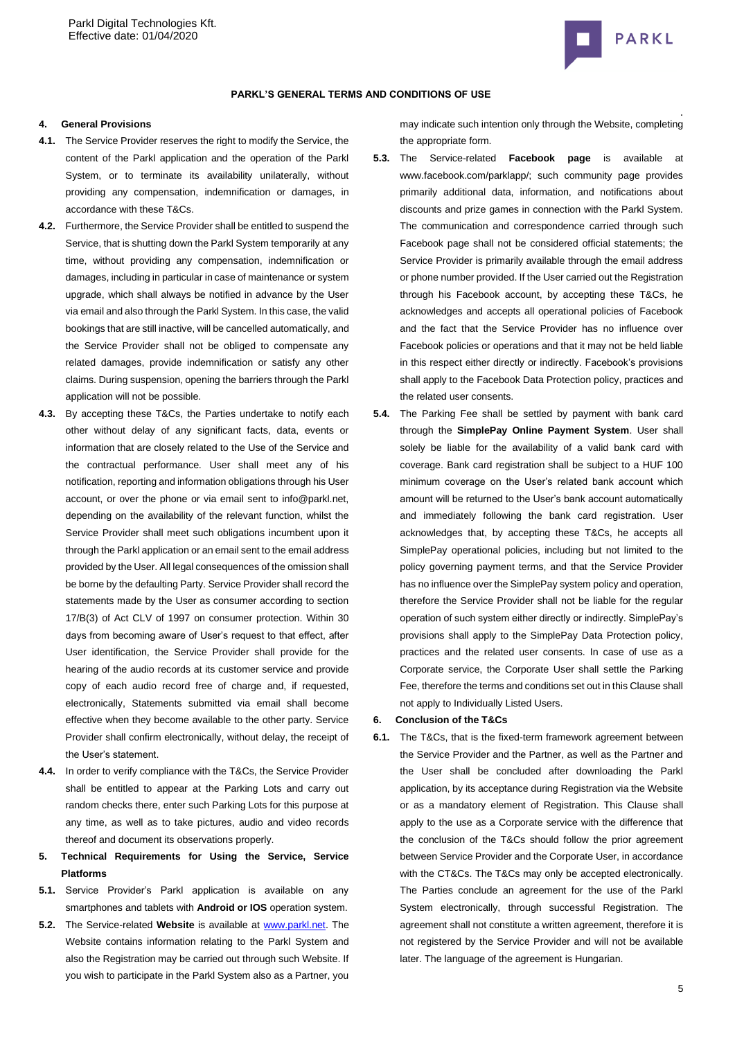**PARKL'S GENERAL TERMS AND CONDITIONS OF USE**

**4. General Provisions**

**4.1.** The Service Provider reserves the right to modify the Service, the content of the Parkl application and the operation of the Parkl System, or to terminate its availability unilaterally, without providing any compensation, indemnification or damages, in accordance with these T&Cs.

**4.2.** Furthermore, the Service Provider shall be entitled to suspend the Service, that is shutting down the Parkl System temporarily at any time, without providing any compensation, indemnification or damages, including in particular in case of maintenance or system upgrade, which shall always be notified in advance by the User via email and also through the Parkl System. In this case, the valid bookings that are still inactive, will be cancelled automatically, and the Service Provider shall not be obliged to compensate any related damages, provide indemnification or satisfy any other claims. During suspension, opening the barriers through the Parkl application will not be possible.

**4.3.** By accepting these T&Cs, the Parties undertake to notify each other without delay of any significant facts, data, events or information that are closely related to the Use of the Service and the contractual performance. User shall meet any of his notification, reporting and information obligations through his User account, or over the phone or via email sent to info@parkl.net, depending on the availability of the relevant function, whilst the Service Provider shall meet such obligations incumbent upon it through the Parkl application or an email sent to the email address provided by the User. All legal consequences of the omission shall be borne by the defaulting Party. Service Provider shall record the statements made by the User as consumer according to section 17/B(3) of Act CLV of 1997 on consumer protection. Within 30 days from becoming aware of User's request to that effect, after User identification, the Service Provider shall provide for the hearing of the audio records at its customer service and provide copy of each audio record free of charge and, if requested, electronically, Statements submitted via email shall become effective when they become available to the other party. Service Provider shall confirm electronically, without delay, the receipt of the User's statement.

**4.4.** In order to verify compliance with the T&Cs, the Service Provider shall be entitled to appear at the Parking Lots and carry out random checks there, enter such Parking Lots for this purpose at any time, as well as to take pictures, audio and video records thereof and document its observations properly.

**5. Technical Requirements for Using the Service, Service Platforms**

**5.1.** Service Provider's Parkl application is available on any smartphones and tablets with **Android or IOS** operation system.

**5.2.** The Service-related **Website** is available at [www.parkl.net](www.parkl.net). The Website contains information relating to the Parkl System and also the Registration may be carried out through such Website. If you wish to participate in the Parkl System also as a Partner, you may indicate such intention only through the Website, completing the appropriate form.

**5.3.** The Service-related **Facebook page** is available at www.facebook.com/parklapp/; such community page provides primarily additional data, information, and notifications about discounts and prize games in connection with the Parkl System. The communication and correspondence carried through such Facebook page shall not be considered official statements; the Service Provider is primarily available through the email address or phone number provided. If the User carried out the Registration through his Facebook account, by accepting these T&Cs, he acknowledges and accepts all operational policies of Facebook and the fact that the Service Provider has no influence over Facebook policies or operations and that it may not be held liable in this respect either directly or indirectly. Facebook's provisions shall apply to the Facebook Data Protection policy, practices and the related user consents.

**5.4.** The Parking Fee shall be settled by payment with bank card through the **SimplePay Online Payment System**. User shall solely be liable for the availability of a valid bank card with coverage. Bank card registration shall be subject to a HUF 100 minimum coverage on the User's related bank account which amount will be returned to the User's bank account automatically and immediately following the bank card registration. User acknowledges that, by accepting these T&Cs, he accepts all SimplePay operational policies, including but not limited to the policy governing payment terms, and that the Service Provider has no influence over the SimplePay system policy and operation, therefore the Service Provider shall not be liable for the regular operation of such system either directly or indirectly. SimplePay's provisions shall apply to the SimplePay Data Protection policy, practices and the related user consents. In case of use as a Corporate service, the Corporate User shall settle the Parking Fee, therefore the terms and conditions set out in this Clause shall not apply to Individually Listed Users.

**6. Conclusion of the T&Cs**

**6.1.** The T&Cs, that is the fixed-term framework agreement between the Service Provider and the Partner, as well as the Partner and the User shall be concluded after downloading the Parkl application, by its acceptance during Registration via the Website or as a mandatory element of Registration. This Clause shall apply to the use as a Corporate service with the difference that the conclusion of the T&Cs should follow the prior agreement between Service Provider and the Corporate User, in accordance with the CT&Cs. The T&Cs may only be accepted electronically. The Parties conclude an agreement for the use of the Parkl System electronically, through successful Registration. The agreement shall not constitute a written agreement, therefore it is not registered by the Service Provider and will not be available later. The language of the agreement is Hungarian.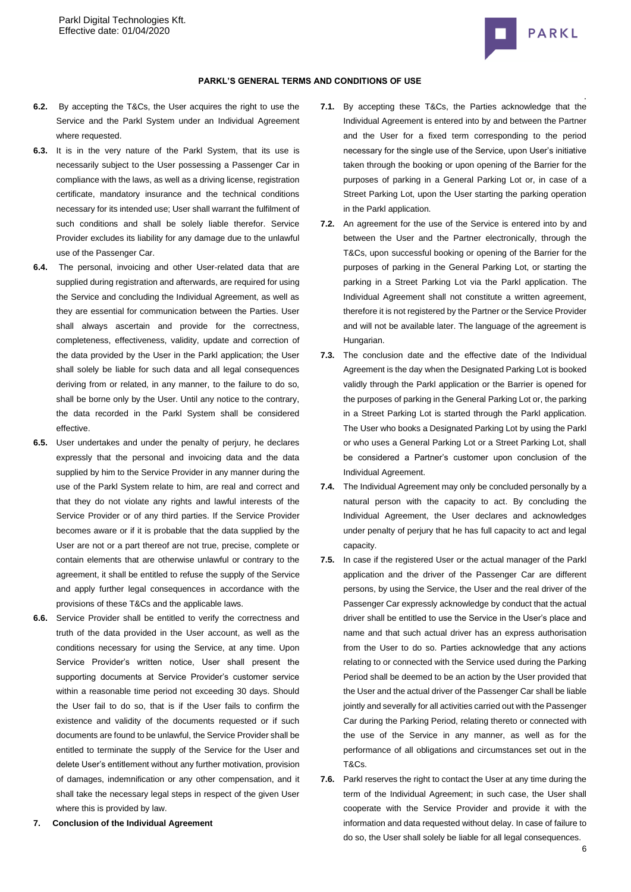**6.2.** By accepting the T&Cs, the User acquires the right to use the Service and the Parkl System under an Individual Agreement where requested.

**6.3.** It is in the very nature of the Parkl System, that its use is necessarily subject to the User possessing a Passenger Car in compliance with the laws, as well as a driving license, registration certificate, mandatory insurance and the technical conditions necessary for its intended use; User shall warrant the fulfilment of such conditions and shall be solely liable therefor. Service Provider excludes its liability for any damage due to the unlawful use of the Passenger Car.

**6.4.** The personal, invoicing and other User-related data that are supplied during registration and afterwards, are required for using the Service and concluding the Individual Agreement, as well as they are essential for communication between the Parties. User shall always ascertain and provide for the correctness, completeness, effectiveness, validity, update and correction of the data provided by the User in the Parkl application; the User shall solely be liable for such data and all legal consequences deriving from or related, in any manner, to the failure to do so, shall be borne only by the User. Until any notice to the contrary, the data recorded in the Parkl System shall be considered effective.

**6.5.** User undertakes and under the penalty of perjury, he declares expressly that the personal and invoicing data and the data supplied by him to the Service Provider in any manner during the use of the Parkl System relate to him, are real and correct and that they do not violate any rights and lawful interests of the Service Provider or of any third parties. If the Service Provider becomes aware or if it is probable that the data supplied by the User are not or a part thereof are not true, precise, complete or contain elements that are otherwise unlawful or contrary to the agreement, it shall be entitled to refuse the supply of the Service and apply further legal consequences in accordance with the provisions of these T&Cs and the applicable laws.

**6.6.** Service Provider shall be entitled to verify the correctness and truth of the data provided in the User account, as well as the conditions necessary for using the Service, at any time. Upon Service Provider's written notice, User shall present the supporting documents at Service Provider's customer service within a reasonable time period not exceeding 30 days. Should the User fail to do so, that is if the User fails to confirm the existence and validity of the documents requested or if such documents are found to be unlawful, the Service Provider shall be entitled to terminate the supply of the Service for the User and delete User's entitlement without any further motivation, provision of damages, indemnification or any other compensation, and it shall take the necessary legal steps in respect of the given User where this is provided by law.

## 7. Conclusion of the Individual Agreement

**7.1.** By accepting these T&Cs, the Parties acknowledge that the Individual Agreement is entered into by and between the Partner and the User for a fixed term corresponding to the period necessary for the single use of the Service, upon User's initiative taken through the booking or upon opening of the Barrier for the purposes of parking in a General Parking Lot or, in case of a Street Parking Lot, upon the User starting the parking operation in the Parkl application.

**7.2.** An agreement for the use of the Service is entered into by and between the User and the Partner electronically, through the T&Cs, upon successful booking or opening of the Barrier for the purposes of parking in the General Parking Lot, or starting the parking in a Street Parking Lot via the Parkl application. The Individual Agreement shall not constitute a written agreement, therefore it is not registered by the Partner or the Service Provider and will not be available later. The language of the agreement is Hungarian.

**7.3.** The conclusion date and the effective date of the Individual Agreement is the day when the Designated Parking Lot is booked validly through the Parkl application or the Barrier is opened for the purposes of parking in the General Parking Lot or, the parking in a Street Parking Lot is started through the Parkl application. The User who books a Designated Parking Lot by using the Parkl or who uses a General Parking Lot or a Street Parking Lot, shall be considered a Partner's customer upon conclusion of the Individual Agreement.

**7.4.** The Individual Agreement may only be concluded personally by a natural person with the capacity to act. By concluding the Individual Agreement, the User declares and acknowledges under penalty of perjury that he has full capacity to act and legal capacity.

**7.5.** In case if the registered User or the actual manager of the Parkl application and the driver of the Passenger Car are different persons, by using the Service, the User and the real driver of the Passenger Car expressly acknowledge by conduct that the actual driver shall be entitled to use the Service in the User's place and name and that such actual driver has an express authorisation from the User to do so. Parties acknowledge that any actions relating to or connected with the Service used during the Parking Period shall be deemed to be an action by the User provided that the User and the actual driver of the Passenger Car shall be liable jointly and severally for all activities carried out with the Passenger Car during the Parking Period, relating thereto or connected with the use of the Service in any manner, as well as for the performance of all obligations and circumstances set out in the T&Cs.

**7.6.** Parkl reserves the right to contact the User at any time during the term of the Individual Agreement; in such case, the User shall cooperate with the Service Provider and provide it with the information and data requested without delay. In case of failure to do so, the User shall solely be liable for all legal consequences.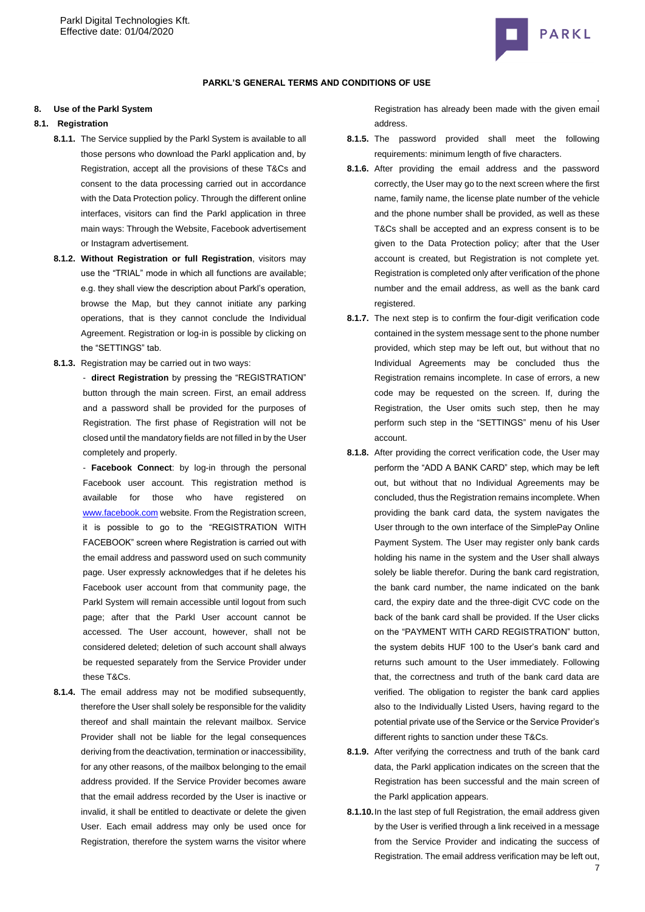**PARKL'S GENERAL TERMS AND CONDITIONS OF USE**

## 8. Use of the Parkl System

### 8.1. Registration

**8.1.1.** The Service supplied by the Parkl System is available to all those persons who download the Parkl application and, by Registration, accept all the provisions of these T&Cs and consent to the data processing carried out in accordance with the Data Protection policy. Through the different online interfaces, visitors can find the Parkl application in three main ways: Through the Website, Facebook advertisement or Instagram advertisement.

**8.1.2. Without Registration or full Registration**, visitors may use the "TRIAL" mode in which all functions are available; e.g. they shall view the description about Parkl's operation, browse the Map, but they cannot initiate any parking operations, that is they cannot conclude the Individual Agreement. Registration or log-in is possible by clicking on the "SETTINGS" tab.

**8.1.3.** Registration may be carried out in two ways:

- **direct Registration** by pressing the "REGISTRATION" button through the main screen. First, an email address and a password shall be provided for the purposes of Registration. The first phase of Registration will not be closed until the mandatory fields are not filled in by the User completely and properly.
- **Facebook Connect**: by log-in through the personal Facebook user account. This registration method is available for those who have registered on www.facebook.com website. From the Registration screen, it is possible to go to the "REGISTRATION WITH FACEBOOK" screen where Registration is carried out with the email address and password used on such community page. User expressly acknowledges that if he deletes his Facebook user account from that community page, the Parkl System will remain accessible until logout from such page; after that the Parkl User account cannot be accessed. The User account, however, shall not be considered deleted; deletion of such account shall always be requested separately from the Service Provider under these T&Cs.

**8.1.4.** The email address may not be modified subsequently, therefore the User shall solely be responsible for the validity thereof and shall maintain the relevant mailbox. Service Provider shall not be liable for the legal consequences deriving from the deactivation, termination or inaccessibility, for any other reasons, of the mailbox belonging to the email address provided. If the Service Provider becomes aware that the email address recorded by the User is inactive or invalid, it shall be entitled to deactivate or delete the given User. Each email address may only be used once for Registration, therefore the system warns the visitor where Registration has already been made with the given email address.

**8.1.5.** The password provided shall meet the following requirements: minimum length of five characters.

**8.1.6.** After providing the email address and the password correctly, the User may go to the next screen where the first name, family name, the license plate number of the vehicle and the phone number shall be provided, as well as these T&Cs shall be accepted and an express consent is to be given to the Data Protection policy; after that the User account is created, but Registration is not complete yet. Registration is completed only after verification of the phone number and the email address, as well as the bank card registered.

**8.1.7.** The next step is to confirm the four-digit verification code contained in the system message sent to the phone number provided, which step may be left out, but without that no Individual Agreements may be concluded thus the Registration remains incomplete. In case of errors, a new code may be requested on the screen. If, during the Registration, the User omits such step, then he may perform such step in the "SETTINGS" menu of his User account.

**8.1.8.** After providing the correct verification code, the User may perform the "ADD A BANK CARD" step, which may be left out, but without that no Individual Agreements may be concluded, thus the Registration remains incomplete. When providing the bank card data, the system navigates the User through to the own interface of the SimplePay Online Payment System. The User may register only bank cards holding his name in the system and the User shall always solely be liable therefor. During the bank card registration, the bank card number, the name indicated on the bank card, the expiry date and the three-digit CVC code on the back of the bank card shall be provided. If the User clicks on the "PAYMENT WITH CARD REGISTRATION" button, the system debits HUF 100 to the User's bank card and returns such amount to the User immediately. Following that, the correctness and truth of the bank card data are verified. The obligation to register the bank card applies also to the Individually Listed Users, having regard to the potential private use of the Service or the Service Provider's different rights to sanction under these T&Cs.

**8.1.9.** After verifying the correctness and truth of the bank card data, the Parkl application indicates on the screen that the Registration has been successful and the main screen of the Parkl application appears.

**8.1.10.** In the last step of full Registration, the email address given by the User is verified through a link received in a message from the Service Provider and indicating the success of Registration. The email address verification may be left out,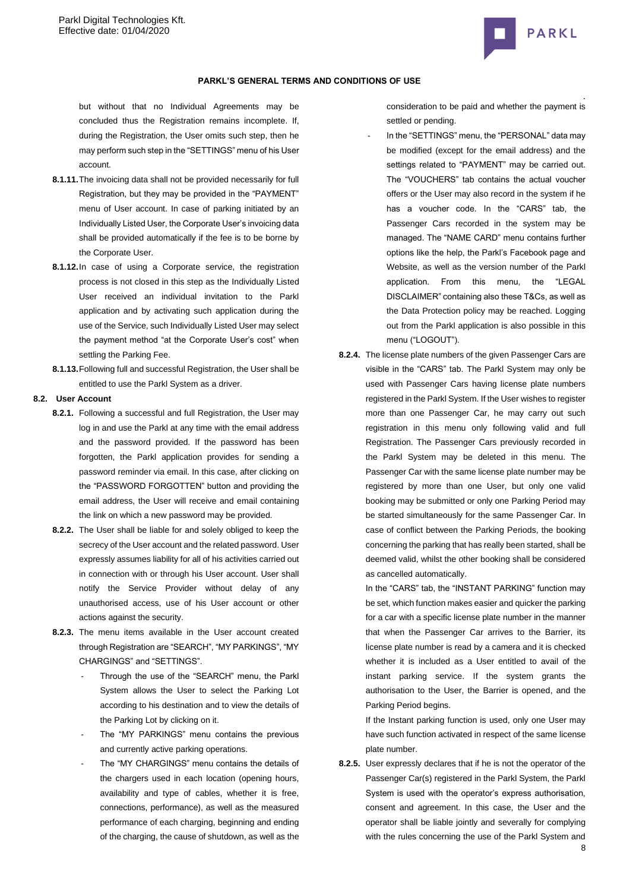but without that no Individual Agreements may be concluded thus the Registration remains incomplete. If, during the Registration, the User omits such step, then he may perform such step in the "SETTINGS" menu of his User account.

**8.1.11.** The invoicing data shall not be provided necessarily for full Registration, but they may be provided in the "PAYMENT" menu of User account. In case of parking initiated by an Individually Listed User, the Corporate User's invoicing data shall be provided automatically if the fee is to be borne by the Corporate User.

**8.1.12.** In case of using a Corporate service, the registration process is not closed in this step as the Individually Listed User received an individual invitation to the Parkl application and by activating such application during the use of the Service, such Individually Listed User may select the payment method "at the Corporate User's cost" when settling the Parking Fee.

**8.1.13.** Following full and successful Registration, the User shall be entitled to use the Parkl System as a driver.

**8.2. User Account**

**8.2.1.** Following a successful and full Registration, the User may log in and use the Parkl at any time with the email address and the password provided. If the password has been forgotten, the Parkl application provides for sending a password reminder via email. In this case, after clicking on the "PASSWORD FORGOTTEN" button and providing the email address, the User will receive and email containing the link on which a new password may be provided.

**8.2.2.** The User shall be liable for and solely obliged to keep the secrecy of the User account and the related password. User expressly assumes liability for all of his activities carried out in connection with or through his User account. User shall notify the Service Provider without delay of any unauthorised access, use of his User account or other actions against the security.

**8.2.3.** The menu items available in the User account created through Registration are "SEARCH", "MY PARKINGS", "MY CHARGINGS" and "SETTINGS".

- Through the use of the "SEARCH" menu, the Parkl System allows the User to select the Parking Lot according to his destination and to view the details of the Parking Lot by clicking on it.
- The "MY PARKINGS" menu contains the previous and currently active parking operations.
- The "MY CHARGINGS" menu contains the details of the chargers used in each location (opening hours, availability and type of cables, whether it is free, connections, performance), as well as the measured performance of each charging, beginning and ending of the charging, the cause of shutdown, as well as the consideration to be paid and whether the payment is settled or pending.
- In the "SETTINGS" menu, the "PERSONAL" data may be modified (except for the email address) and the settings related to "PAYMENT" may be carried out. The "VOUCHERS" tab contains the actual voucher offers or the User may also record in the system if he has a voucher code. In the "CARS" tab, the Passenger Cars recorded in the system may be managed. The "NAME CARD" menu contains further options like the help, the Parkl's Facebook page and Website, as well as the version number of the Parkl application. From this menu, the "LEGAL DISCLAIMER" containing also these T&Cs, as well as the Data Protection policy may be reached. Logging out from the Parkl application is also possible in this menu ("LOGOUT").

**8.2.4.** The license plate numbers of the given Passenger Cars are visible in the "CARS" tab. The Parkl System may only be used with Passenger Cars having license plate numbers registered in the Parkl System. If the User wishes to register more than one Passenger Car, he may carry out such registration in this menu only following valid and full Registration. The Passenger Cars previously recorded in the Parkl System may be deleted in this menu. The Passenger Car with the same license plate number may be registered by more than one User, but only one valid booking may be submitted or only one Parking Period may be started simultaneously for the same Passenger Car. In case of conflict between the Parking Periods, the booking concerning the parking that has really been started, shall be deemed valid, whilst the other booking shall be considered as cancelled automatically.

In the "CARS" tab, the "INSTANT PARKING" function may be set, which function makes easier and quicker the parking for a car with a specific license plate number in the manner that when the Passenger Car arrives to the Barrier, its license plate number is read by a camera and it is checked whether it is included as a User entitled to avail of the instant parking service. If the system grants the authorisation to the User, the Barrier is opened, and the Parking Period begins.

If the Instant parking function is used, only one User may have such function activated in respect of the same license plate number.

**8.2.5.** User expressly declares that if he is not the operator of the Passenger Car(s) registered in the Parkl System, the Parkl System is used with the operator's express authorisation, consent and agreement. In this case, the User and the operator shall be liable jointly and severally for complying with the rules concerning the use of the Parkl System and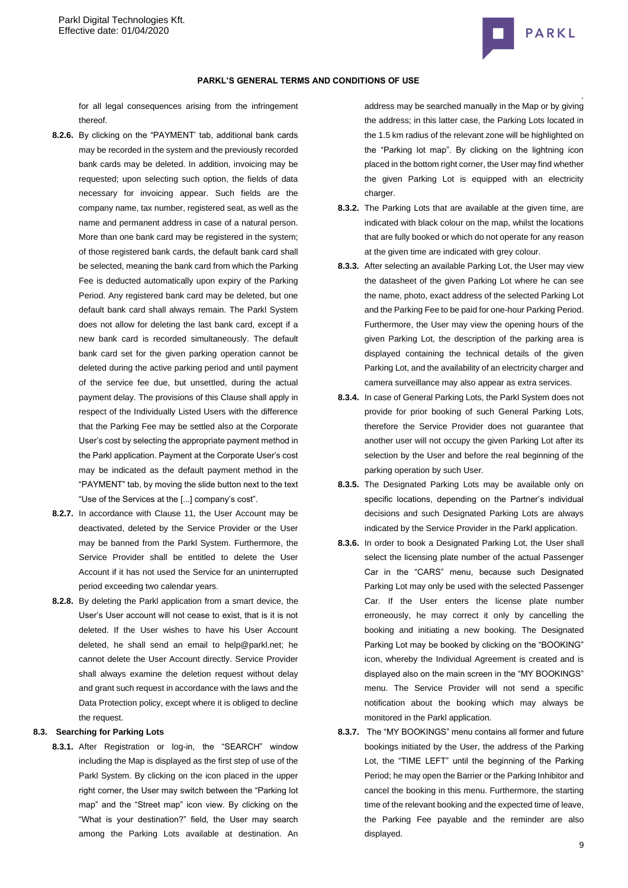for all legal consequences arising from the infringement thereof.

**8.2.6.** By clicking on the "PAYMENT' tab, additional bank cards may be recorded in the system and the previously recorded bank cards may be deleted. In addition, invoicing may be requested; upon selecting such option, the fields of data necessary for invoicing appear. Such fields are the company name, tax number, registered seat, as well as the name and permanent address in case of a natural person. More than one bank card may be registered in the system; of those registered bank cards, the default bank card shall be selected, meaning the bank card from which the Parking Fee is deducted automatically upon expiry of the Parking Period. Any registered bank card may be deleted, but one default bank card shall always remain. The Parkl System does not allow for deleting the last bank card, except if a new bank card is recorded simultaneously. The default bank card set for the given parking operation cannot be deleted during the active parking period and until payment of the service fee due, but unsettled, during the actual payment delay. The provisions of this Clause shall apply in respect of the Individually Listed Users with the difference that the Parking Fee may be settled also at the Corporate User's cost by selecting the appropriate payment method in the Parkl application. Payment at the Corporate User's cost may be indicated as the default payment method in the "PAYMENT" tab, by moving the slide button next to the text "Use of the Services at the [...] company's cost".

**8.2.7.** In accordance with Clause 11, the User Account may be deactivated, deleted by the Service Provider or the User may be banned from the Parkl System. Furthermore, the Service Provider shall be entitled to delete the User Account if it has not used the Service for an uninterrupted period exceeding two calendar years.

**8.2.8.** By deleting the Parkl application from a smart device, the User's User account will not cease to exist, that is it is not deleted. If the User wishes to have his User Account deleted, he shall send an email to help@parkl.net; he cannot delete the User Account directly. Service Provider shall always examine the deletion request without delay and grant such request in accordance with the laws and the Data Protection policy, except where it is obliged to decline the request.

**8.3. Searching for Parking Lots**

**8.3.1.** After Registration or log-in, the "SEARCH" window including the Map is displayed as the first step of use of the Parkl System. By clicking on the icon placed in the upper right corner, the User may switch between the "Parking lot map" and the "Street map" icon view. By clicking on the "What is your destination?" field, the User may search among the Parking Lots available at destination. An address may be searched manually in the Map or by giving the address; in this latter case, the Parking Lots located in the 1.5 km radius of the relevant zone will be highlighted on the "Parking lot map". By clicking on the lightning icon placed in the bottom right corner, the User may find whether the given Parking Lot is equipped with an electricity charger.

**8.3.2.** The Parking Lots that are available at the given time, are indicated with black colour on the map, whilst the locations that are fully booked or which do not operate for any reason at the given time are indicated with grey colour.

**8.3.3.** After selecting an available Parking Lot, the User may view the datasheet of the given Parking Lot where he can see the name, photo, exact address of the selected Parking Lot and the Parking Fee to be paid for one-hour Parking Period. Furthermore, the User may view the opening hours of the given Parking Lot, the description of the parking area is displayed containing the technical details of the given Parking Lot, and the availability of an electricity charger and camera surveillance may also appear as extra services.

**8.3.4.** In case of General Parking Lots, the Parkl System does not provide for prior booking of such General Parking Lots, therefore the Service Provider does not guarantee that another user will not occupy the given Parking Lot after its selection by the User and before the real beginning of the parking operation by such User.

**8.3.5.** The Designated Parking Lots may be available only on specific locations, depending on the Partner's individual decisions and such Designated Parking Lots are always indicated by the Service Provider in the Parkl application.

**8.3.6.** In order to book a Designated Parking Lot, the User shall select the licensing plate number of the actual Passenger Car in the "CARS" menu, because such Designated Parking Lot may only be used with the selected Passenger Car. If the User enters the license plate number erroneously, he may correct it only by cancelling the booking and initiating a new booking. The Designated Parking Lot may be booked by clicking on the "BOOKING" icon, whereby the Individual Agreement is created and is displayed also on the main screen in the "MY BOOKINGS" menu. The Service Provider will not send a specific notification about the booking which may always be monitored in the Parkl application.

**8.3.7.** The "MY BOOKINGS" menu contains all former and future bookings initiated by the User, the address of the Parking Lot, the "TIME LEFT" until the beginning of the Parking Period; he may open the Barrier or the Parking Inhibitor and cancel the booking in this menu. Furthermore, the starting time of the relevant booking and the expected time of leave, the Parking Fee payable and the reminder are also displayed.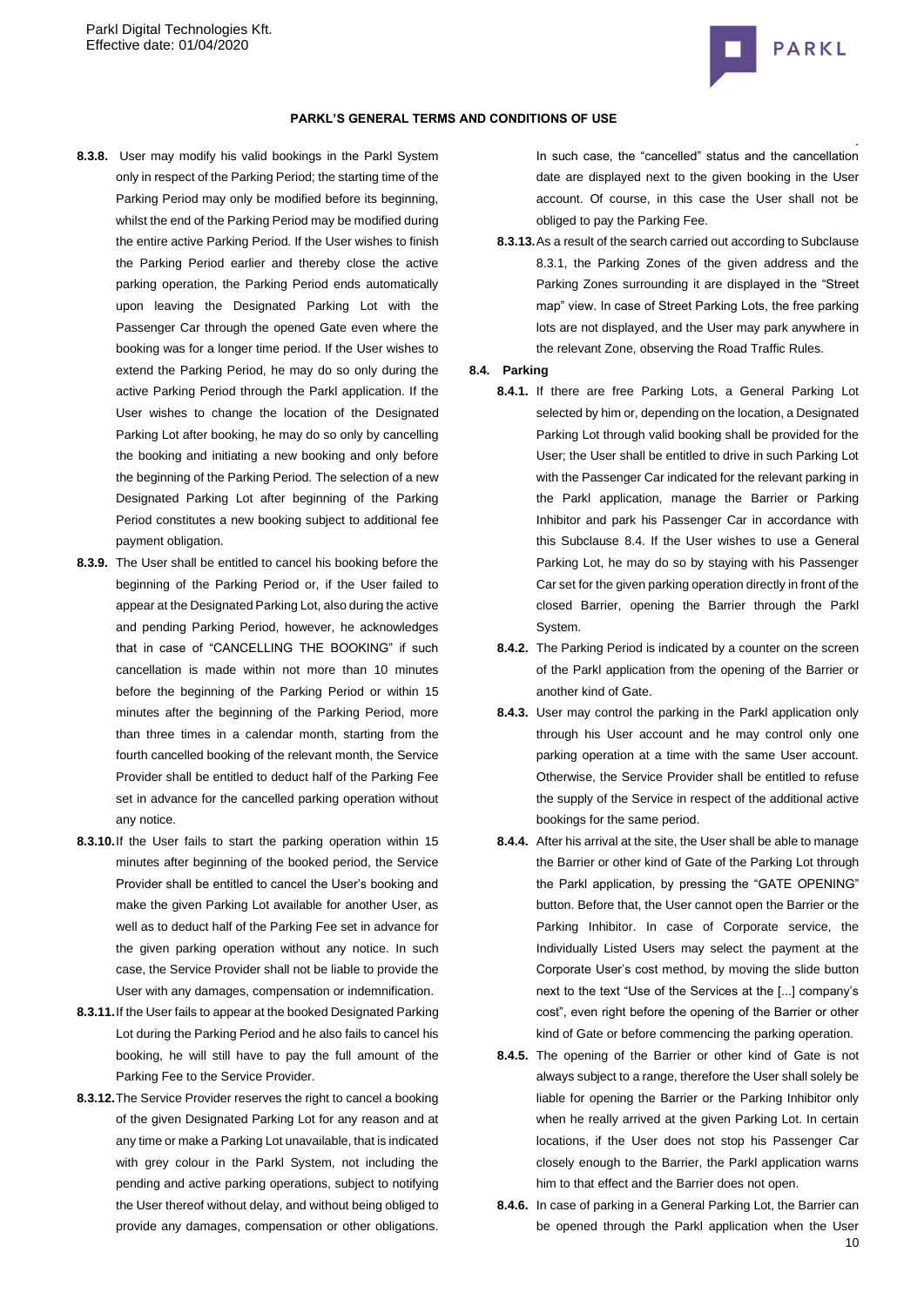**8.3.8.** User may modify his valid bookings in the Parkl System only in respect of the Parking Period; the starting time of the Parking Period may only be modified before its beginning, whilst the end of the Parking Period may be modified during the entire active Parking Period. If the User wishes to finish the Parking Period earlier and thereby close the active parking operation, the Parking Period ends automatically upon leaving the Designated Parking Lot with the Passenger Car through the opened Gate even where the booking was for a longer time period. If the User wishes to extend the Parking Period, he may do so only during the active Parking Period through the Parkl application. If the User wishes to change the location of the Designated Parking Lot after booking, he may do so only by cancelling the booking and initiating a new booking and only before the beginning of the Parking Period. The selection of a new Designated Parking Lot after beginning of the Parking Period constitutes a new booking subject to additional fee payment obligation.

**8.3.9.** The User shall be entitled to cancel his booking before the beginning of the Parking Period or, if the User failed to appear at the Designated Parking Lot, also during the active and pending Parking Period, however, he acknowledges that in case of "CANCELLING THE BOOKING" if such cancellation is made within not more than 10 minutes before the beginning of the Parking Period or within 15 minutes after the beginning of the Parking Period, more than three times in a calendar month, starting from the fourth cancelled booking of the relevant month, the Service Provider shall be entitled to deduct half of the Parking Fee set in advance for the cancelled parking operation without any notice.

**8.3.10.** If the User fails to start the parking operation within 15 minutes after beginning of the booked period, the Service Provider shall be entitled to cancel the User's booking and make the given Parking Lot available for another User, as well as to deduct half of the Parking Fee set in advance for the given parking operation without any notice. In such case, the Service Provider shall not be liable to provide the User with any damages, compensation or indemnification.

**8.3.11.** If the User fails to appear at the booked Designated Parking Lot during the Parking Period and he also fails to cancel his booking, he will still have to pay the full amount of the Parking Fee to the Service Provider.

**8.3.12.** The Service Provider reserves the right to cancel a booking of the given Designated Parking Lot for any reason and at any time or make a Parking Lot unavailable, that is indicated with grey colour in the Parkl System, not including the pending and active parking operations, subject to notifying the User thereof without delay, and without being obliged to provide any damages, compensation or other obligations. In such case, the "cancelled" status and the cancellation date are displayed next to the given booking in the User account. Of course, in this case the User shall not be obliged to pay the Parking Fee.

**8.3.13.** As a result of the search carried out according to Subclause 8.3.1, the Parking Zones of the given address and the Parking Zones surrounding it are displayed in the "Street map" view. In case of Street Parking Lots, the free parking lots are not displayed, and the User may park anywhere in the relevant Zone, observing the Road Traffic Rules.

**8.4. Parking**

**8.4.1.** If there are free Parking Lots, a General Parking Lot selected by him or, depending on the location, a Designated Parking Lot through valid booking shall be provided for the User; the User shall be entitled to drive in such Parking Lot with the Passenger Car indicated for the relevant parking in the Parkl application, manage the Barrier or Parking Inhibitor and park his Passenger Car in accordance with this Subclause 8.4. If the User wishes to use a General Parking Lot, he may do so by staying with his Passenger Car set for the given parking operation directly in front of the closed Barrier, opening the Barrier through the Parkl System.

**8.4.2.** The Parking Period is indicated by a counter on the screen of the Parkl application from the opening of the Barrier or another kind of Gate.

**8.4.3.** User may control the parking in the Parkl application only through his User account and he may control only one parking operation at a time with the same User account. Otherwise, the Service Provider shall be entitled to refuse the supply of the Service in respect of the additional active bookings for the same period.

**8.4.4.** After his arrival at the site, the User shall be able to manage the Barrier or other kind of Gate of the Parking Lot through the Parkl application, by pressing the "GATE OPENING" button. Before that, the User cannot open the Barrier or the Parking Inhibitor. In case of Corporate service, the Individually Listed Users may select the payment at the Corporate User's cost method, by moving the slide button next to the text "Use of the Services at the [...] company's cost", even right before the opening of the Barrier or other kind of Gate or before commencing the parking operation.

**8.4.5.** The opening of the Barrier or other kind of Gate is not always subject to a range, therefore the User shall solely be liable for opening the Barrier or the Parking Inhibitor only when he really arrived at the given Parking Lot. In certain locations, if the User does not stop his Passenger Car closely enough to the Barrier, the Parkl application warns him to that effect and the Barrier does not open.

**8.4.6.** In case of parking in a General Parking Lot, the Barrier can be opened through the Parkl application when the User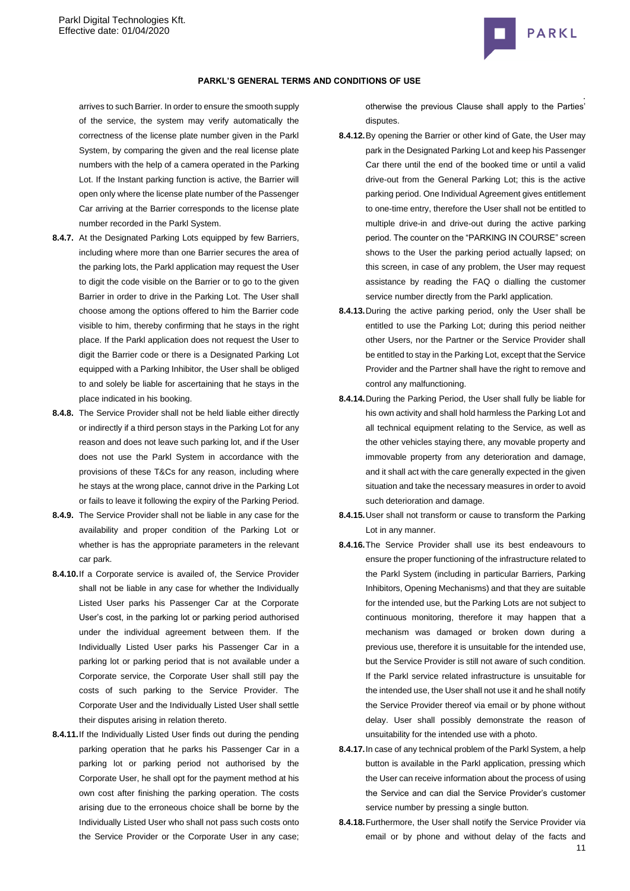arrives to such Barrier. In order to ensure the smooth supply of the service, the system may verify automatically the correctness of the license plate number given in the Parkl System, by comparing the given and the real license plate numbers with the help of a camera operated in the Parking Lot. If the Instant parking function is active, the Barrier will open only where the license plate number of the Passenger Car arriving at the Barrier corresponds to the license plate number recorded in the Parkl System.

**8.4.7.** At the Designated Parking Lots equipped by few Barriers, including where more than one Barrier secures the area of the parking lots, the Parkl application may request the User to digit the code visible on the Barrier or to go to the given Barrier in order to drive in the Parking Lot. The User shall choose among the options offered to him the Barrier code visible to him, thereby confirming that he stays in the right place. If the Parkl application does not request the User to digit the Barrier code or there is a Designated Parking Lot equipped with a Parking Inhibitor, the User shall be obliged to and solely be liable for ascertaining that he stays in the place indicated in his booking.

**8.4.8.** The Service Provider shall not be held liable either directly or indirectly if a third person stays in the Parking Lot for any reason and does not leave such parking lot, and if the User does not use the Parkl System in accordance with the provisions of these T&Cs for any reason, including where he stays at the wrong place, cannot drive in the Parking Lot or fails to leave it following the expiry of the Parking Period.

**8.4.9.** The Service Provider shall not be liable in any case for the availability and proper condition of the Parking Lot or whether is has the appropriate parameters in the relevant car park.

**8.4.10.** If a Corporate service is availed of, the Service Provider shall not be liable in any case for whether the Individually Listed User parks his Passenger Car at the Corporate User's cost, in the parking lot or parking period authorised under the individual agreement between them. If the Individually Listed User parks his Passenger Car in a parking lot or parking period that is not available under a Corporate service, the Corporate User shall still pay the costs of such parking to the Service Provider. The Corporate User and the Individually Listed User shall settle their disputes arising in relation thereto.

**8.4.11.** If the Individually Listed User finds out during the pending parking operation that he parks his Passenger Car in a parking lot or parking period not authorised by the Corporate User, he shall opt for the payment method at his own cost after finishing the parking operation. The costs arising due to the erroneous choice shall be borne by the Individually Listed User who shall not pass such costs onto the Service Provider or the Corporate User in any case; otherwise the previous Clause shall apply to the Parties' disputes.

**8.4.12.** By opening the Barrier or other kind of Gate, the User may park in the Designated Parking Lot and keep his Passenger Car there until the end of the booked time or until a valid drive-out from the General Parking Lot; this is the active parking period. One Individual Agreement gives entitlement to one-time entry, therefore the User shall not be entitled to multiple drive-in and drive-out during the active parking period. The counter on the "PARKING IN COURSE" screen shows to the User the parking period actually lapsed; on this screen, in case of any problem, the User may request assistance by reading the FAQ o dialling the customer service number directly from the Parkl application.

**8.4.13.** During the active parking period, only the User shall be entitled to use the Parking Lot; during this period neither other Users, nor the Partner or the Service Provider shall be entitled to stay in the Parking Lot, except that the Service Provider and the Partner shall have the right to remove and control any malfunctioning.

**8.4.14.** During the Parking Period, the User shall fully be liable for his own activity and shall hold harmless the Parking Lot and all technical equipment relating to the Service, as well as the other vehicles staying there, any movable property and immovable property from any deterioration and damage, and it shall act with the care generally expected in the given situation and take the necessary measures in order to avoid such deterioration and damage.

**8.4.15.** User shall not transform or cause to transform the Parking Lot in any manner.

**8.4.16.** The Service Provider shall use its best endeavours to ensure the proper functioning of the infrastructure related to the Parkl System (including in particular Barriers, Parking Inhibitors, Opening Mechanisms) and that they are suitable for the intended use, but the Parking Lots are not subject to continuous monitoring, therefore it may happen that a mechanism was damaged or broken down during a previous use, therefore it is unsuitable for the intended use, but the Service Provider is still not aware of such condition. If the Parkl service related infrastructure is unsuitable for the intended use, the User shall not use it and he shall notify the Service Provider thereof via email or by phone without delay. User shall possibly demonstrate the reason of unsuitability for the intended use with a photo.

**8.4.17.** In case of any technical problem of the Parkl System, a help button is available in the Parkl application, pressing which the User can receive information about the process of using the Service and can dial the Service Provider's customer service number by pressing a single button.

**8.4.18.** Furthermore, the User shall notify the Service Provider via email or by phone and without delay of the facts and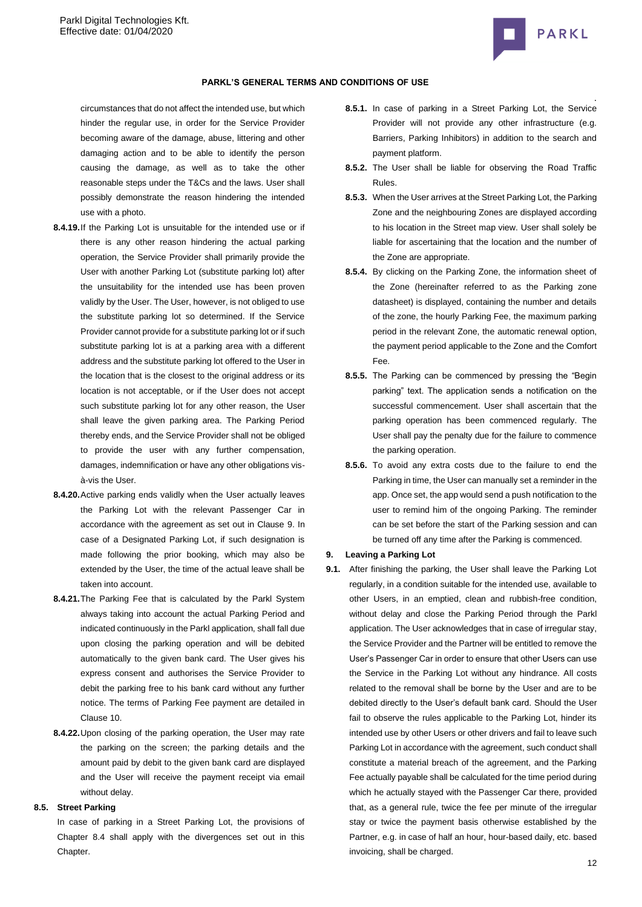circumstances that do not affect the intended use, but which hinder the regular use, in order for the Service Provider becoming aware of the damage, abuse, littering and other damaging action and to be able to identify the person causing the damage, as well as to take the other reasonable steps under the T&Cs and the laws. User shall possibly demonstrate the reason hindering the intended use with a photo.

**8.4.19.** If the Parking Lot is unsuitable for the intended use or if there is any other reason hindering the actual parking operation, the Service Provider shall primarily provide the User with another Parking Lot (substitute parking lot) after the unsuitability for the intended use has been proven validly by the User. The User, however, is not obliged to use the substitute parking lot so determined. If the Service Provider cannot provide for a substitute parking lot or if such substitute parking lot is at a parking area with a different address and the substitute parking lot offered to the User in the location that is the closest to the original address or its location is not acceptable, or if the User does not accept such substitute parking lot for any other reason, the User shall leave the given parking area. The Parking Period thereby ends, and the Service Provider shall not be obliged to provide the user with any further compensation, damages, indemnification or have any other obligations vis-à-vis the User.

**8.4.20.** Active parking ends validly when the User actually leaves the Parking Lot with the relevant Passenger Car in accordance with the agreement as set out in Clause 9. In case of a Designated Parking Lot, if such designation is made following the prior booking, which may also be extended by the User, the time of the actual leave shall be taken into account.

**8.4.21.** The Parking Fee that is calculated by the Parkl System always taking into account the actual Parking Period and indicated continuously in the Parkl application, shall fall due upon closing the parking operation and will be debited automatically to the given bank card. The User gives his express consent and authorises the Service Provider to debit the parking free to his bank card without any further notice. The terms of Parking Fee payment are detailed in Clause 10.

**8.4.22.** Upon closing of the parking operation, the User may rate the parking on the screen; the parking details and the amount paid by debit to the given bank card are displayed and the User will receive the payment receipt via email without delay.

**8.5. Street Parking**

In case of parking in a Street Parking Lot, the provisions of Chapter 8.4 shall apply with the divergences set out in this Chapter.

**8.5.1.** In case of parking in a Street Parking Lot, the Service Provider will not provide any other infrastructure (e.g. Barriers, Parking Inhibitors) in addition to the search and payment platform.

**8.5.2.** The User shall be liable for observing the Road Traffic Rules.

**8.5.3.** When the User arrives at the Street Parking Lot, the Parking Zone and the neighbouring Zones are displayed according to his location in the Street map view. User shall solely be liable for ascertaining that the location and the number of the Zone are appropriate.

**8.5.4.** By clicking on the Parking Zone, the information sheet of the Zone (hereinafter referred to as the Parking zone datasheet) is displayed, containing the number and details of the zone, the hourly Parking Fee, the maximum parking period in the relevant Zone, the automatic renewal option, the payment period applicable to the Zone and the Comfort Fee.

**8.5.5.** The Parking can be commenced by pressing the "Begin parking" text. The application sends a notification on the successful commencement. User shall ascertain that the parking operation has been commenced regularly. The User shall pay the penalty due for the failure to commence the parking operation.

**8.5.6.** To avoid any extra costs due to the failure to end the Parking in time, the User can manually set a reminder in the app. Once set, the app would send a push notification to the user to remind him of the ongoing Parking. The reminder can be set before the start of the Parking session and can be turned off any time after the Parking is commenced.

## 9. Leaving a Parking Lot

**9.1.** After finishing the parking, the User shall leave the Parking Lot regularly, in a condition suitable for the intended use, available to other Users, in an emptied, clean and rubbish-free condition, without delay and close the Parking Period through the Parkl application. The User acknowledges that in case of irregular stay, the Service Provider and the Partner will be entitled to remove the User's Passenger Car in order to ensure that other Users can use the Service in the Parking Lot without any hindrance. All costs related to the removal shall be borne by the User and are to be debited directly to the User's default bank card. Should the User fail to observe the rules applicable to the Parking Lot, hinder its intended use by other Users or other drivers and fail to leave such Parking Lot in accordance with the agreement, such conduct shall constitute a material breach of the agreement, and the Parking Fee actually payable shall be calculated for the time period during which he actually stayed with the Passenger Car there, provided that, as a general rule, twice the fee per minute of the irregular stay or twice the payment basis otherwise established by the Partner, e.g. in case of half an hour, hour-based daily, etc. based invoicing, shall be charged.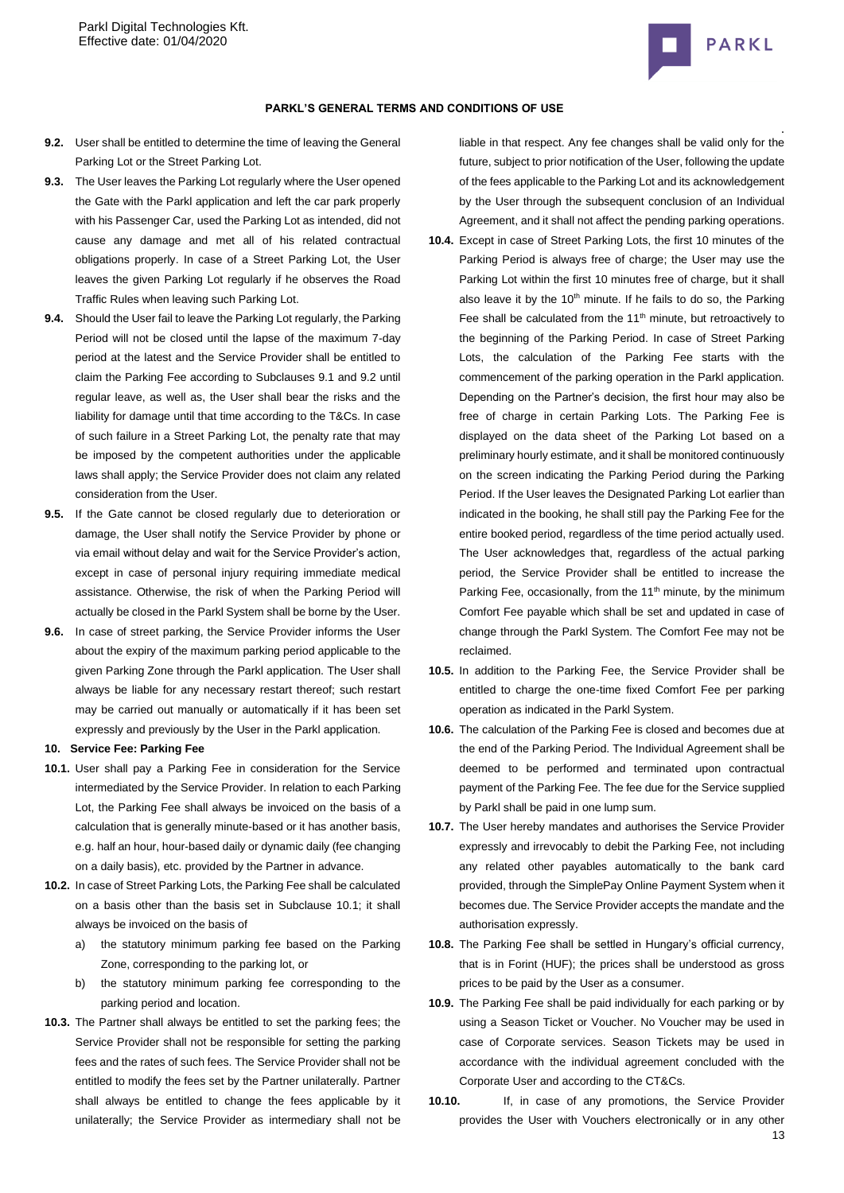**9.2.** User shall be entitled to determine the time of leaving the General Parking Lot or the Street Parking Lot.

**9.3.** The User leaves the Parking Lot regularly where the User opened the Gate with the Parkl application and left the car park properly with his Passenger Car, used the Parking Lot as intended, did not cause any damage and met all of his related contractual obligations properly. In case of a Street Parking Lot, the User leaves the given Parking Lot regularly if he observes the Road Traffic Rules when leaving such Parking Lot.

**9.4.** Should the User fail to leave the Parking Lot regularly, the Parking Period will not be closed until the lapse of the maximum 7-day period at the latest and the Service Provider shall be entitled to claim the Parking Fee according to Subclauses 9.1 and 9.2 until regular leave, as well as, the User shall bear the risks and the liability for damage until that time according to the T&Cs. In case of such failure in a Street Parking Lot, the penalty rate that may be imposed by the competent authorities under the applicable laws shall apply; the Service Provider does not claim any related consideration from the User.

**9.5.** If the Gate cannot be closed regularly due to deterioration or damage, the User shall notify the Service Provider by phone or via email without delay and wait for the Service Provider's action, except in case of personal injury requiring immediate medical assistance. Otherwise, the risk of when the Parking Period will actually be closed in the Parkl System shall be borne by the User.

**9.6.** In case of street parking, the Service Provider informs the User about the expiry of the maximum parking period applicable to the given Parking Zone through the Parkl application. The User shall always be liable for any necessary restart thereof; such restart may be carried out manually or automatically if it has been set expressly and previously by the User in the Parkl application.

**10. Service Fee: Parking Fee**

**10.1.** User shall pay a Parking Fee in consideration for the Service intermediated by the Service Provider. In relation to each Parking Lot, the Parking Fee shall always be invoiced on the basis of a calculation that is generally minute-based or it has another basis, e.g. half an hour, hour-based daily or dynamic daily (fee changing on a daily basis), etc. provided by the Partner in advance.

**10.2.** In case of Street Parking Lots, the Parking Fee shall be calculated on a basis other than the basis set in Subclause 10.1; it shall always be invoiced on the basis of

a) the statutory minimum parking fee based on the Parking Zone, corresponding to the parking lot, or

b) the statutory minimum parking fee corresponding to the parking period and location.

**10.3.** The Partner shall always be entitled to set the parking fees; the Service Provider shall not be responsible for setting the parking fees and the rates of such fees. The Service Provider shall not be entitled to modify the fees set by the Partner unilaterally. Partner shall always be entitled to change the fees applicable by it unilaterally; the Service Provider as intermediary shall not be liable in that respect. Any fee changes shall be valid only for the future, subject to prior notification of the User, following the update of the fees applicable to the Parking Lot and its acknowledgement by the User through the subsequent conclusion of an Individual Agreement, and it shall not affect the pending parking operations.

**10.4.** Except in case of Street Parking Lots, the first 10 minutes of the Parking Period is always free of charge; the User may use the Parking Lot within the first 10 minutes free of charge, but it shall also leave it by the 10th minute. If he fails to do so, the Parking Fee shall be calculated from the 11th minute, but retroactively to the beginning of the Parking Period. In case of Street Parking Lots, the calculation of the Parking Fee starts with the commencement of the parking operation in the Parkl application. Depending on the Partner's decision, the first hour may also be free of charge in certain Parking Lots. The Parking Fee is displayed on the data sheet of the Parking Lot based on a preliminary hourly estimate, and it shall be monitored continuously on the screen indicating the Parking Period during the Parking Period. If the User leaves the Designated Parking Lot earlier than indicated in the booking, he shall still pay the Parking Fee for the entire booked period, regardless of the time period actually used. The User acknowledges that, regardless of the actual parking period, the Service Provider shall be entitled to increase the Parking Fee, occasionally, from the 11th minute, by the minimum Comfort Fee payable which shall be set and updated in case of change through the Parkl System. The Comfort Fee may not be reclaimed.

**10.5.** In addition to the Parking Fee, the Service Provider shall be entitled to charge the one-time fixed Comfort Fee per parking operation as indicated in the Parkl System.

**10.6.** The calculation of the Parking Fee is closed and becomes due at the end of the Parking Period. The Individual Agreement shall be deemed to be performed and terminated upon contractual payment of the Parking Fee. The fee due for the Service supplied by Parkl shall be paid in one lump sum.

**10.7.** The User hereby mandates and authorises the Service Provider expressly and irrevocably to debit the Parking Fee, not including any related other payables automatically to the bank card provided, through the SimplePay Online Payment System when it becomes due. The Service Provider accepts the mandate and the authorisation expressly.

**10.8.** The Parking Fee shall be settled in Hungary's official currency, that is in Forint (HUF); the prices shall be understood as gross prices to be paid by the User as a consumer.

**10.9.** The Parking Fee shall be paid individually for each parking or by using a Season Ticket or Voucher. No Voucher may be used in case of Corporate services. Season Tickets may be used in accordance with the individual agreement concluded with the Corporate User and according to the CT&Cs.

**10.10.** If, in case of any promotions, the Service Provider provides the User with Vouchers electronically or in any other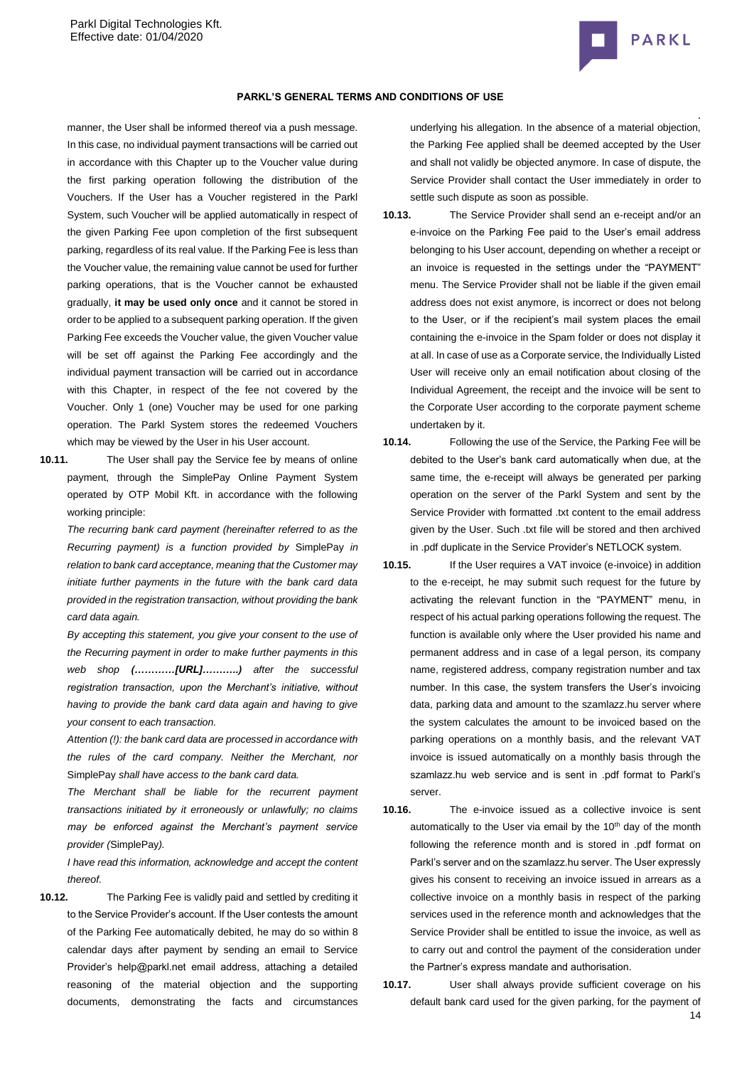manner, the User shall be informed thereof via a push message. In this case, no individual payment transactions will be carried out in accordance with this Chapter up to the Voucher value during the first parking operation following the distribution of the Vouchers. If the User has a Voucher registered in the Parkl System, such Voucher will be applied automatically in respect of the given Parking Fee upon completion of the first subsequent parking, regardless of its real value. If the Parking Fee is less than the Voucher value, the remaining value cannot be used for further parking operations, that is the Voucher cannot be exhausted gradually, **it may be used only once** and it cannot be stored in order to be applied to a subsequent parking operation. If the given Parking Fee exceeds the Voucher value, the given Voucher value will be set off against the Parking Fee accordingly and the individual payment transaction will be carried out in accordance with this Chapter, in respect of the fee not covered by the Voucher. Only 1 (one) Voucher may be used for one parking operation. The Parkl System stores the redeemed Vouchers which may be viewed by the User in his User account.

**10.11.** The User shall pay the Service fee by means of online payment, through the SimplePay Online Payment System operated by OTP Mobil Kft. in accordance with the following working principle:

*The recurring bank card payment (hereinafter referred to as the Recurring payment) is a function provided by* SimplePay *in relation to bank card acceptance, meaning that the Customer may initiate further payments in the future with the bank card data provided in the registration transaction, without providing the bank card data again.*

*By accepting this statement, you give your consent to the use of the Recurring payment in order to make further payments in this web shop **(…………[URL]………..)** after the successful registration transaction, upon the Merchant's initiative, without having to provide the bank card data again and having to give your consent to each transaction.*

*Attention (!): the bank card data are processed in accordance with the rules of the card company. Neither the Merchant, nor* SimplePay *shall have access to the bank card data.*

*The Merchant shall be liable for the recurrent payment transactions initiated by it erroneously or unlawfully; no claims may be enforced against the Merchant's payment service provider (*SimplePay*).*

*I have read this information, acknowledge and accept the content thereof.*

**10.12.** The Parking Fee is validly paid and settled by crediting it to the Service Provider's account. If the User contests the amount of the Parking Fee automatically debited, he may do so within 8 calendar days after payment by sending an email to Service Provider's help@parkl.net email address, attaching a detailed reasoning of the material objection and the supporting documents, demonstrating the facts and circumstances underlying his allegation. In the absence of a material objection, the Parking Fee applied shall be deemed accepted by the User and shall not validly be objected anymore. In case of dispute, the Service Provider shall contact the User immediately in order to settle such dispute as soon as possible.

**10.13.** The Service Provider shall send an e-receipt and/or an e-invoice on the Parking Fee paid to the User's email address belonging to his User account, depending on whether a receipt or an invoice is requested in the settings under the "PAYMENT" menu. The Service Provider shall not be liable if the given email address does not exist anymore, is incorrect or does not belong to the User, or if the recipient's mail system places the email containing the e-invoice in the Spam folder or does not display it at all. In case of use as a Corporate service, the Individually Listed User will receive only an email notification about closing of the Individual Agreement, the receipt and the invoice will be sent to the Corporate User according to the corporate payment scheme undertaken by it.

**10.14.** Following the use of the Service, the Parking Fee will be debited to the User's bank card automatically when due, at the same time, the e-receipt will always be generated per parking operation on the server of the Parkl System and sent by the Service Provider with formatted .txt content to the email address given by the User. Such .txt file will be stored and then archived in .pdf duplicate in the Service Provider's NETLOCK system.

**10.15.** If the User requires a VAT invoice (e-invoice) in addition to the e-receipt, he may submit such request for the future by activating the relevant function in the "PAYMENT" menu, in respect of his actual parking operations following the request. The function is available only where the User provided his name and permanent address and in case of a legal person, its company name, registered address, company registration number and tax number. In this case, the system transfers the User's invoicing data, parking data and amount to the szamlazz.hu server where the system calculates the amount to be invoiced based on the parking operations on a monthly basis, and the relevant VAT invoice is issued automatically on a monthly basis through the szamlazz.hu web service and is sent in .pdf format to Parkl's server.

**10.16.** The e-invoice issued as a collective invoice is sent automatically to the User via email by the 10th day of the month following the reference month and is stored in .pdf format on Parkl's server and on the szamlazz.hu server. The User expressly gives his consent to receiving an invoice issued in arrears as a collective invoice on a monthly basis in respect of the parking services used in the reference month and acknowledges that the Service Provider shall be entitled to issue the invoice, as well as to carry out and control the payment of the consideration under the Partner's express mandate and authorisation.

**10.17.** User shall always provide sufficient coverage on his default bank card used for the given parking, for the payment of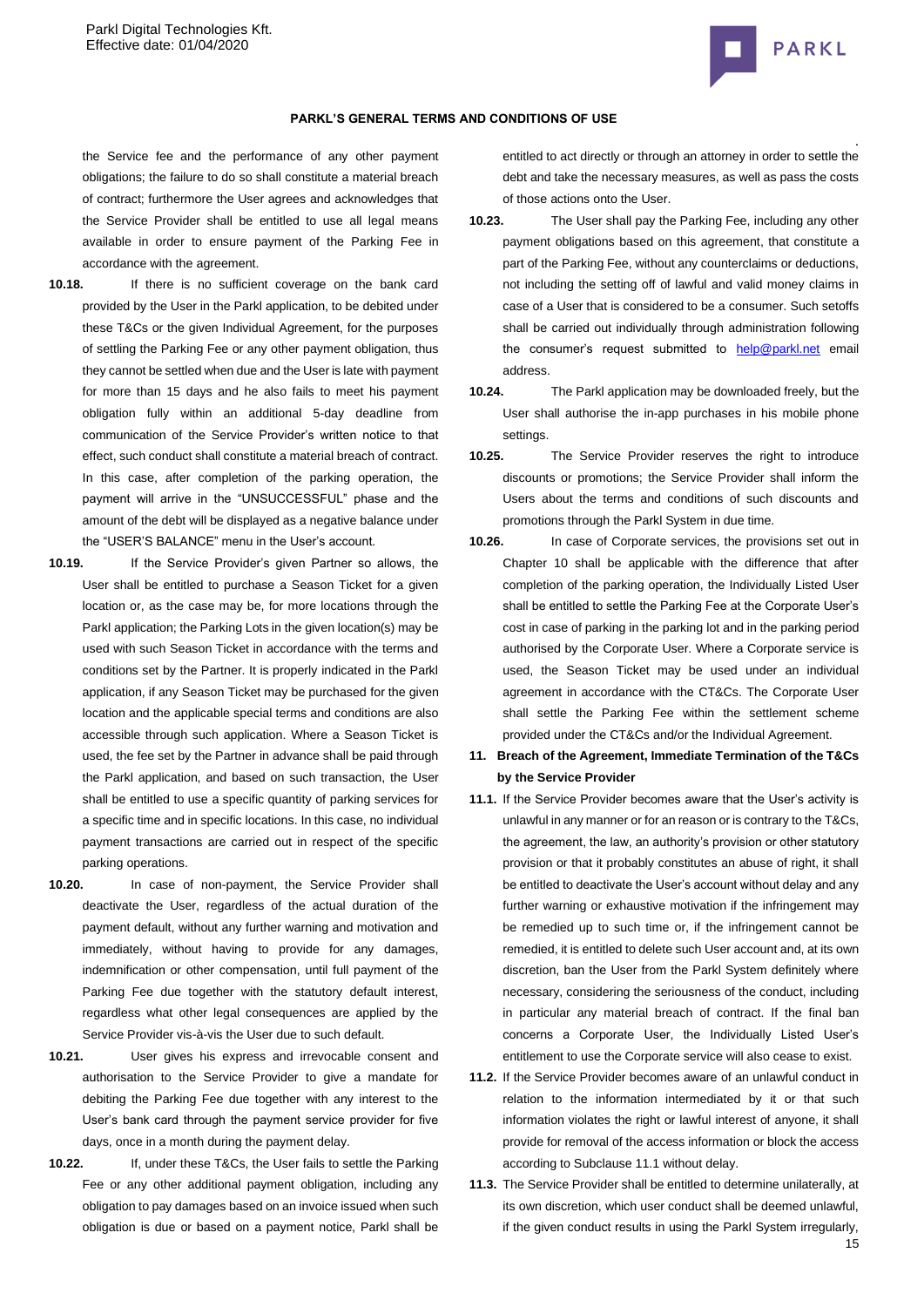the Service fee and the performance of any other payment obligations; the failure to do so shall constitute a material breach of contract; furthermore the User agrees and acknowledges that the Service Provider shall be entitled to use all legal means available in order to ensure payment of the Parking Fee in accordance with the agreement.

**10.18.** If there is no sufficient coverage on the bank card provided by the User in the Parkl application, to be debited under these T&Cs or the given Individual Agreement, for the purposes of settling the Parking Fee or any other payment obligation, thus they cannot be settled when due and the User is late with payment for more than 15 days and he also fails to meet his payment obligation fully within an additional 5-day deadline from communication of the Service Provider's written notice to that effect, such conduct shall constitute a material breach of contract. In this case, after completion of the parking operation, the payment will arrive in the "UNSUCCESSFUL" phase and the amount of the debt will be displayed as a negative balance under the "USER'S BALANCE" menu in the User's account.

**10.19.** If the Service Provider's given Partner so allows, the User shall be entitled to purchase a Season Ticket for a given location or, as the case may be, for more locations through the Parkl application; the Parking Lots in the given location(s) may be used with such Season Ticket in accordance with the terms and conditions set by the Partner. It is properly indicated in the Parkl application, if any Season Ticket may be purchased for the given location and the applicable special terms and conditions are also accessible through such application. Where a Season Ticket is used, the fee set by the Partner in advance shall be paid through the Parkl application, and based on such transaction, the User shall be entitled to use a specific quantity of parking services for a specific time and in specific locations. In this case, no individual payment transactions are carried out in respect of the specific parking operations.

**10.20.** In case of non-payment, the Service Provider shall deactivate the User, regardless of the actual duration of the payment default, without any further warning and motivation and immediately, without having to provide for any damages, indemnification or other compensation, until full payment of the Parking Fee due together with the statutory default interest, regardless what other legal consequences are applied by the Service Provider vis-à-vis the User due to such default.

**10.21.** User gives his express and irrevocable consent and authorisation to the Service Provider to give a mandate for debiting the Parking Fee due together with any interest to the User's bank card through the payment service provider for five days, once in a month during the payment delay.

**10.22.** If, under these T&Cs, the User fails to settle the Parking Fee or any other additional payment obligation, including any obligation to pay damages based on an invoice issued when such obligation is due or based on a payment notice, Parkl shall be entitled to act directly or through an attorney in order to settle the debt and take the necessary measures, as well as pass the costs of those actions onto the User.

**10.23.** The User shall pay the Parking Fee, including any other payment obligations based on this agreement, that constitute a part of the Parking Fee, without any counterclaims or deductions, not including the setting off of lawful and valid money claims in case of a User that is considered to be a consumer. Such setoffs shall be carried out individually through administration following the consumer's request submitted to help@parkl.net email address.

**10.24.** The Parkl application may be downloaded freely, but the User shall authorise the in-app purchases in his mobile phone settings.

**10.25.** The Service Provider reserves the right to introduce discounts or promotions; the Service Provider shall inform the Users about the terms and conditions of such discounts and promotions through the Parkl System in due time.

**10.26.** In case of Corporate services, the provisions set out in Chapter 10 shall be applicable with the difference that after completion of the parking operation, the Individually Listed User shall be entitled to settle the Parking Fee at the Corporate User's cost in case of parking in the parking lot and in the parking period authorised by the Corporate User. Where a Corporate service is used, the Season Ticket may be used under an individual agreement in accordance with the CT&Cs. The Corporate User shall settle the Parking Fee within the settlement scheme provided under the CT&Cs and/or the Individual Agreement.

## 11. Breach of the Agreement, Immediate Termination of the T&Cs by the Service Provider

**11.1.** If the Service Provider becomes aware that the User's activity is unlawful in any manner or for an reason or is contrary to the T&Cs, the agreement, the law, an authority's provision or other statutory provision or that it probably constitutes an abuse of right, it shall be entitled to deactivate the User's account without delay and any further warning or exhaustive motivation if the infringement may be remedied up to such time or, if the infringement cannot be remedied, it is entitled to delete such User account and, at its own discretion, ban the User from the Parkl System definitely where necessary, considering the seriousness of the conduct, including in particular any material breach of contract. If the final ban concerns a Corporate User, the Individually Listed User's entitlement to use the Corporate service will also cease to exist.

**11.2.** If the Service Provider becomes aware of an unlawful conduct in relation to the information intermediated by it or that such information violates the right or lawful interest of anyone, it shall provide for removal of the access information or block the access according to Subclause 11.1 without delay.

**11.3.** The Service Provider shall be entitled to determine unilaterally, at its own discretion, which user conduct shall be deemed unlawful, if the given conduct results in using the Parkl System irregularly,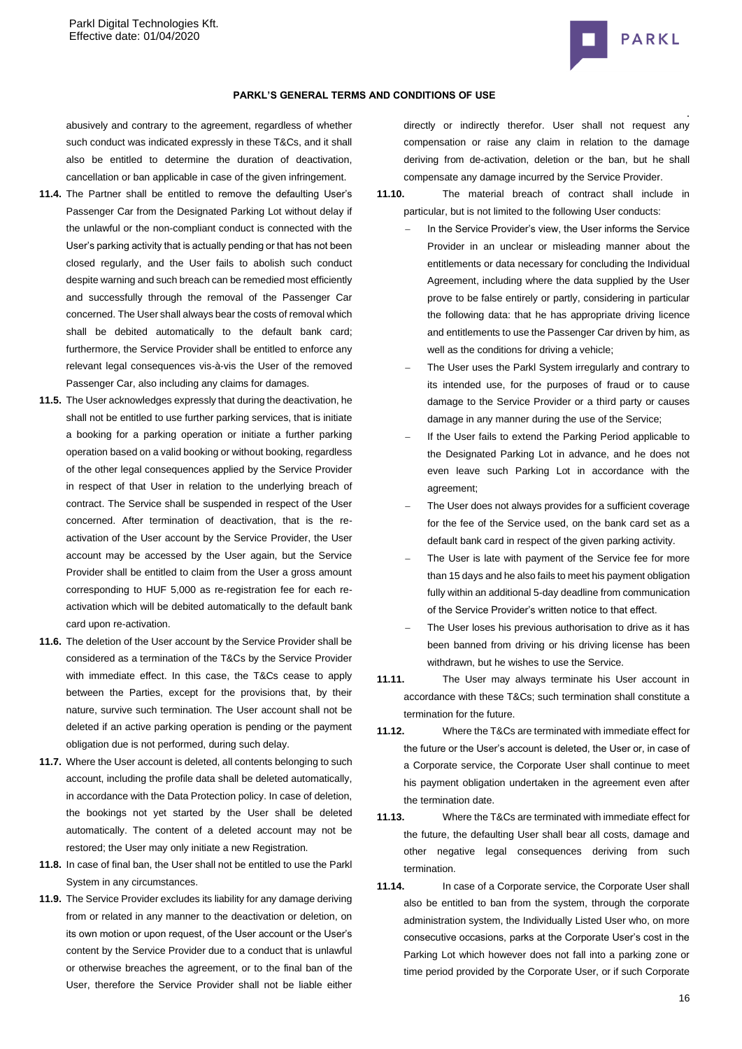abusively and contrary to the agreement, regardless of whether such conduct was indicated expressly in these T&Cs, and it shall also be entitled to determine the duration of deactivation, cancellation or ban applicable in case of the given infringement.

**11.4.** The Partner shall be entitled to remove the defaulting User's Passenger Car from the Designated Parking Lot without delay if the unlawful or the non-compliant conduct is connected with the User's parking activity that is actually pending or that has not been closed regularly, and the User fails to abolish such conduct despite warning and such breach can be remedied most efficiently and successfully through the removal of the Passenger Car concerned. The User shall always bear the costs of removal which shall be debited automatically to the default bank card; furthermore, the Service Provider shall be entitled to enforce any relevant legal consequences vis-à-vis the User of the removed Passenger Car, also including any claims for damages.

**11.5.** The User acknowledges expressly that during the deactivation, he shall not be entitled to use further parking services, that is initiate a booking for a parking operation or initiate a further parking operation based on a valid booking or without booking, regardless of the other legal consequences applied by the Service Provider in respect of that User in relation to the underlying breach of contract. The Service shall be suspended in respect of the User concerned. After termination of deactivation, that is the re-activation of the User account by the Service Provider, the User account may be accessed by the User again, but the Service Provider shall be entitled to claim from the User a gross amount corresponding to HUF 5,000 as re-registration fee for each re-activation which will be debited automatically to the default bank card upon re-activation.

**11.6.** The deletion of the User account by the Service Provider shall be considered as a termination of the T&Cs by the Service Provider with immediate effect. In this case, the T&Cs cease to apply between the Parties, except for the provisions that, by their nature, survive such termination. The User account shall not be deleted if an active parking operation is pending or the payment obligation due is not performed, during such delay.

**11.7.** Where the User account is deleted, all contents belonging to such account, including the profile data shall be deleted automatically, in accordance with the Data Protection policy. In case of deletion, the bookings not yet started by the User shall be deleted automatically. The content of a deleted account may not be restored; the User may only initiate a new Registration.

**11.8.** In case of final ban, the User shall not be entitled to use the Parkl System in any circumstances.

**11.9.** The Service Provider excludes its liability for any damage deriving from or related in any manner to the deactivation or deletion, on its own motion or upon request, of the User account or the User's content by the Service Provider due to a conduct that is unlawful or otherwise breaches the agreement, or to the final ban of the User, therefore the Service Provider shall not be liable either directly or indirectly therefor. User shall not request any compensation or raise any claim in relation to the damage deriving from de-activation, deletion or the ban, but he shall compensate any damage incurred by the Service Provider.

**11.10.** The material breach of contract shall include in particular, but is not limited to the following User conducts:

- In the Service Provider's view, the User informs the Service Provider in an unclear or misleading manner about the entitlements or data necessary for concluding the Individual Agreement, including where the data supplied by the User prove to be false entirely or partly, considering in particular the following data: that he has appropriate driving licence and entitlements to use the Passenger Car driven by him, as well as the conditions for driving a vehicle;
- The User uses the Parkl System irregularly and contrary to its intended use, for the purposes of fraud or to cause damage to the Service Provider or a third party or causes damage in any manner during the use of the Service;
- If the User fails to extend the Parking Period applicable to the Designated Parking Lot in advance, and he does not even leave such Parking Lot in accordance with the agreement;
- The User does not always provides for a sufficient coverage for the fee of the Service used, on the bank card set as a default bank card in respect of the given parking activity.
- The User is late with payment of the Service fee for more than 15 days and he also fails to meet his payment obligation fully within an additional 5-day deadline from communication of the Service Provider's written notice to that effect.
- The User loses his previous authorisation to drive as it has been banned from driving or his driving license has been withdrawn, but he wishes to use the Service.

**11.11.** The User may always terminate his User account in accordance with these T&Cs; such termination shall constitute a termination for the future.

**11.12.** Where the T&Cs are terminated with immediate effect for the future or the User's account is deleted, the User or, in case of a Corporate service, the Corporate User shall continue to meet his payment obligation undertaken in the agreement even after the termination date.

**11.13.** Where the T&Cs are terminated with immediate effect for the future, the defaulting User shall bear all costs, damage and other negative legal consequences deriving from such termination.

**11.14.** In case of a Corporate service, the Corporate User shall also be entitled to ban from the system, through the corporate administration system, the Individually Listed User who, on more consecutive occasions, parks at the Corporate User's cost in the Parking Lot which however does not fall into a parking zone or time period provided by the Corporate User, or if such Corporate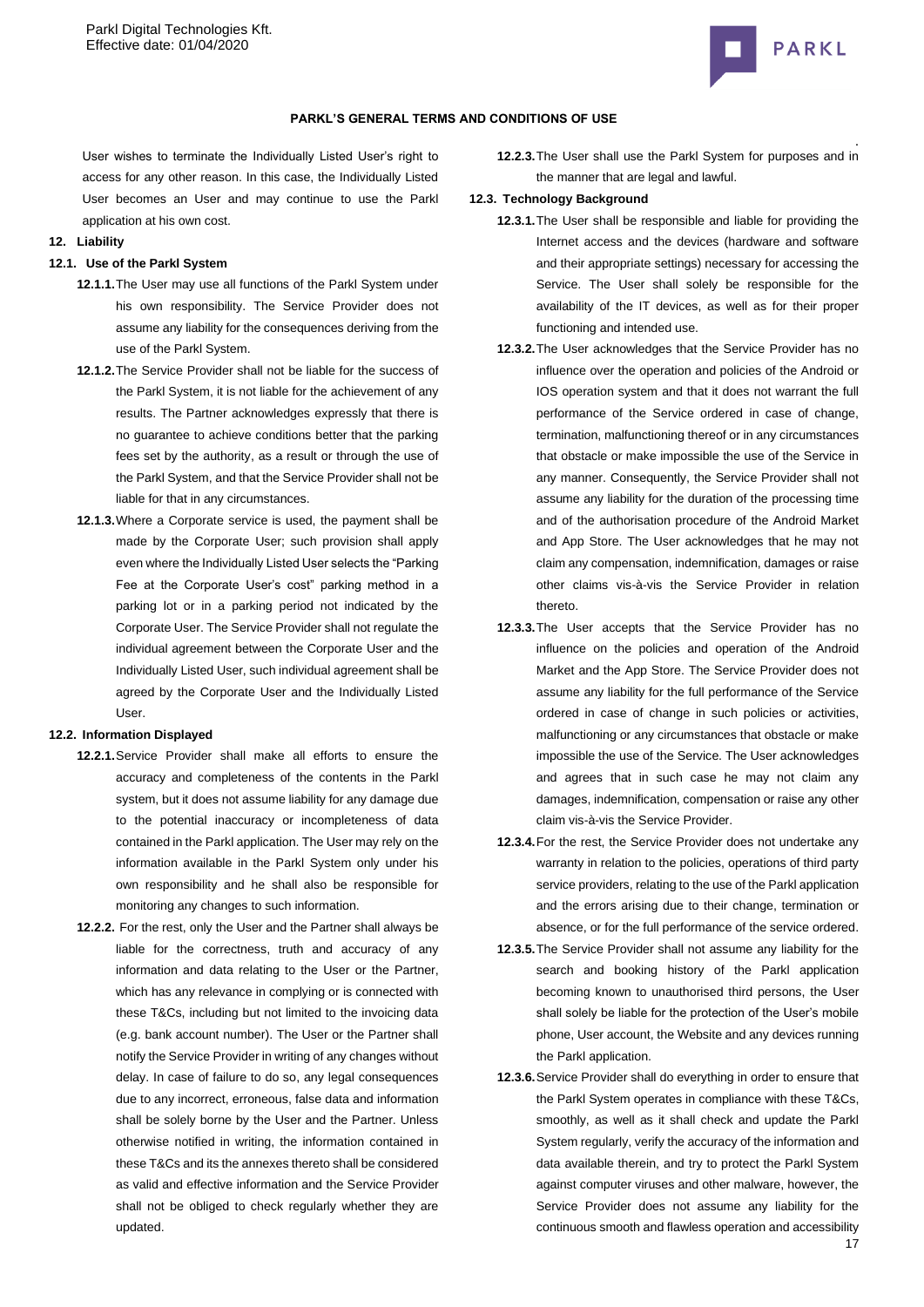User wishes to terminate the Individually Listed User's right to access for any other reason. In this case, the Individually Listed User becomes an User and may continue to use the Parkl application at his own cost.

## 12. Liability

### 12.1. Use of the Parkl System

**12.1.1.** The User may use all functions of the Parkl System under his own responsibility. The Service Provider does not assume any liability for the consequences deriving from the use of the Parkl System.

**12.1.2.** The Service Provider shall not be liable for the success of the Parkl System, it is not liable for the achievement of any results. The Partner acknowledges expressly that there is no guarantee to achieve conditions better that the parking fees set by the authority, as a result or through the use of the Parkl System, and that the Service Provider shall not be liable for that in any circumstances.

**12.1.3.** Where a Corporate service is used, the payment shall be made by the Corporate User; such provision shall apply even where the Individually Listed User selects the "Parking Fee at the Corporate User's cost" parking method in a parking lot or in a parking period not indicated by the Corporate User. The Service Provider shall not regulate the individual agreement between the Corporate User and the Individually Listed User, such individual agreement shall be agreed by the Corporate User and the Individually Listed User.

### 12.2. Information Displayed

**12.2.1.** Service Provider shall make all efforts to ensure the accuracy and completeness of the contents in the Parkl system, but it does not assume liability for any damage due to the potential inaccuracy or incompleteness of data contained in the Parkl application. The User may rely on the information available in the Parkl System only under his own responsibility and he shall also be responsible for monitoring any changes to such information.

**12.2.2.** For the rest, only the User and the Partner shall always be liable for the correctness, truth and accuracy of any information and data relating to the User or the Partner, which has any relevance in complying or is connected with these T&Cs, including but not limited to the invoicing data (e.g. bank account number). The User or the Partner shall notify the Service Provider in writing of any changes without delay. In case of failure to do so, any legal consequences due to any incorrect, erroneous, false data and information shall be solely borne by the User and the Partner. Unless otherwise notified in writing, the information contained in these T&Cs and its the annexes thereto shall be considered as valid and effective information and the Service Provider shall not be obliged to check regularly whether they are updated.

**12.2.3.** The User shall use the Parkl System for purposes and in the manner that are legal and lawful.

### 12.3. Technology Background

**12.3.1.** The User shall be responsible and liable for providing the Internet access and the devices (hardware and software and their appropriate settings) necessary for accessing the Service. The User shall solely be responsible for the availability of the IT devices, as well as for their proper functioning and intended use.

**12.3.2.** The User acknowledges that the Service Provider has no influence over the operation and policies of the Android or IOS operation system and that it does not warrant the full performance of the Service ordered in case of change, termination, malfunctioning thereof or in any circumstances that obstacle or make impossible the use of the Service in any manner. Consequently, the Service Provider shall not assume any liability for the duration of the processing time and of the authorisation procedure of the Android Market and App Store. The User acknowledges that he may not claim any compensation, indemnification, damages or raise other claims vis-à-vis the Service Provider in relation thereto.

**12.3.3.** The User accepts that the Service Provider has no influence on the policies and operation of the Android Market and the App Store. The Service Provider does not assume any liability for the full performance of the Service ordered in case of change in such policies or activities, malfunctioning or any circumstances that obstacle or make impossible the use of the Service. The User acknowledges and agrees that in such case he may not claim any damages, indemnification, compensation or raise any other claim vis-à-vis the Service Provider.

**12.3.4.** For the rest, the Service Provider does not undertake any warranty in relation to the policies, operations of third party service providers, relating to the use of the Parkl application and the errors arising due to their change, termination or absence, or for the full performance of the service ordered.

**12.3.5.** The Service Provider shall not assume any liability for the search and booking history of the Parkl application becoming known to unauthorised third persons, the User shall solely be liable for the protection of the User's mobile phone, User account, the Website and any devices running the Parkl application.

**12.3.6.** Service Provider shall do everything in order to ensure that the Parkl System operates in compliance with these T&Cs, smoothly, as well as it shall check and update the Parkl System regularly, verify the accuracy of the information and data available therein, and try to protect the Parkl System against computer viruses and other malware, however, the Service Provider does not assume any liability for the continuous smooth and flawless operation and accessibility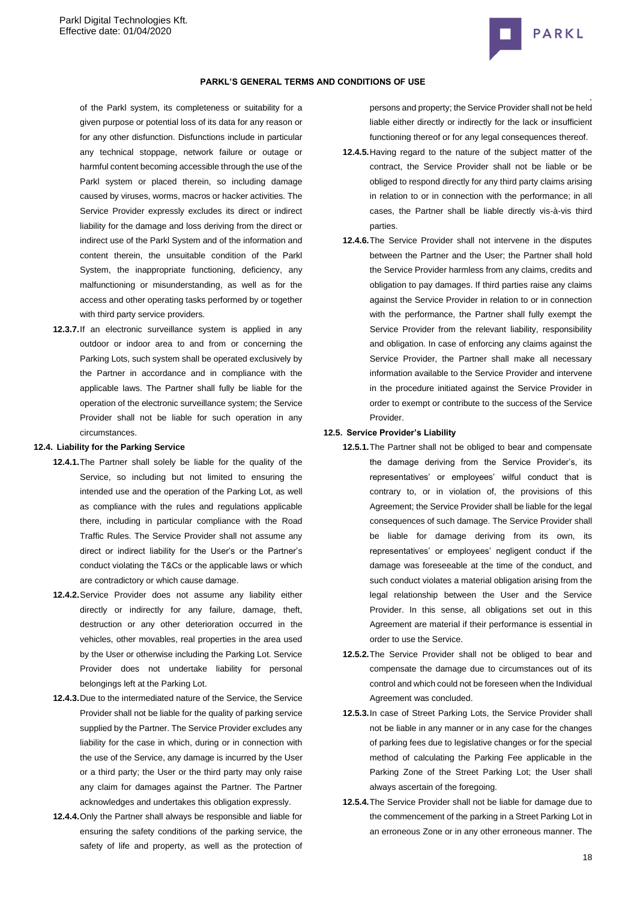of the Parkl system, its completeness or suitability for a given purpose or potential loss of its data for any reason or for any other disfunction. Disfunctions include in particular any technical stoppage, network failure or outage or harmful content becoming accessible through the use of the Parkl system or placed therein, so including damage caused by viruses, worms, macros or hacker activities. The Service Provider expressly excludes its direct or indirect liability for the damage and loss deriving from the direct or indirect use of the Parkl System and of the information and content therein, the unsuitable condition of the Parkl System, the inappropriate functioning, deficiency, any malfunctioning or misunderstanding, as well as for the access and other operating tasks performed by or together with third party service providers.

**12.3.7.** If an electronic surveillance system is applied in any outdoor or indoor area to and from or concerning the Parking Lots, such system shall be operated exclusively by the Partner in accordance and in compliance with the applicable laws. The Partner shall fully be liable for the operation of the electronic surveillance system; the Service Provider shall not be liable for such operation in any circumstances.

### 12.4. Liability for the Parking Service

**12.4.1.** The Partner shall solely be liable for the quality of the Service, so including but not limited to ensuring the intended use and the operation of the Parking Lot, as well as compliance with the rules and regulations applicable there, including in particular compliance with the Road Traffic Rules. The Service Provider shall not assume any direct or indirect liability for the User's or the Partner's conduct violating the T&Cs or the applicable laws or which are contradictory or which cause damage.

**12.4.2.** Service Provider does not assume any liability either directly or indirectly for any failure, damage, theft, destruction or any other deterioration occurred in the vehicles, other movables, real properties in the area used by the User or otherwise including the Parking Lot. Service Provider does not undertake liability for personal belongings left at the Parking Lot.

**12.4.3.** Due to the intermediated nature of the Service, the Service Provider shall not be liable for the quality of parking service supplied by the Partner. The Service Provider excludes any liability for the case in which, during or in connection with the use of the Service, any damage is incurred by the User or a third party; the User or the third party may only raise any claim for damages against the Partner. The Partner acknowledges and undertakes this obligation expressly.

**12.4.4.** Only the Partner shall always be responsible and liable for ensuring the safety conditions of the parking service, the safety of life and property, as well as the protection of persons and property; the Service Provider shall not be held liable either directly or indirectly for the lack or insufficient functioning thereof or for any legal consequences thereof.

**12.4.5.** Having regard to the nature of the subject matter of the contract, the Service Provider shall not be liable or be obliged to respond directly for any third party claims arising in relation to or in connection with the performance; in all cases, the Partner shall be liable directly vis-à-vis third parties.

**12.4.6.** The Service Provider shall not intervene in the disputes between the Partner and the User; the Partner shall hold the Service Provider harmless from any claims, credits and obligation to pay damages. If third parties raise any claims against the Service Provider in relation to or in connection with the performance, the Partner shall fully exempt the Service Provider from the relevant liability, responsibility and obligation. In case of enforcing any claims against the Service Provider, the Partner shall make all necessary information available to the Service Provider and intervene in the procedure initiated against the Service Provider in order to exempt or contribute to the success of the Service Provider.

### 12.5. Service Provider's Liability

**12.5.1.** The Partner shall not be obliged to bear and compensate the damage deriving from the Service Provider's, its representatives' or employees' wilful conduct that is contrary to, or in violation of, the provisions of this Agreement; the Service Provider shall be liable for the legal consequences of such damage. The Service Provider shall be liable for damage deriving from its own, its representatives' or employees' negligent conduct if the damage was foreseeable at the time of the conduct, and such conduct violates a material obligation arising from the legal relationship between the User and the Service Provider. In this sense, all obligations set out in this Agreement are material if their performance is essential in order to use the Service.

**12.5.2.** The Service Provider shall not be obliged to bear and compensate the damage due to circumstances out of its control and which could not be foreseen when the Individual Agreement was concluded.

**12.5.3.** In case of Street Parking Lots, the Service Provider shall not be liable in any manner or in any case for the changes of parking fees due to legislative changes or for the special method of calculating the Parking Fee applicable in the Parking Zone of the Street Parking Lot; the User shall always ascertain of the foregoing.

**12.5.4.** The Service Provider shall not be liable for damage due to the commencement of the parking in a Street Parking Lot in an erroneous Zone or in any other erroneous manner. The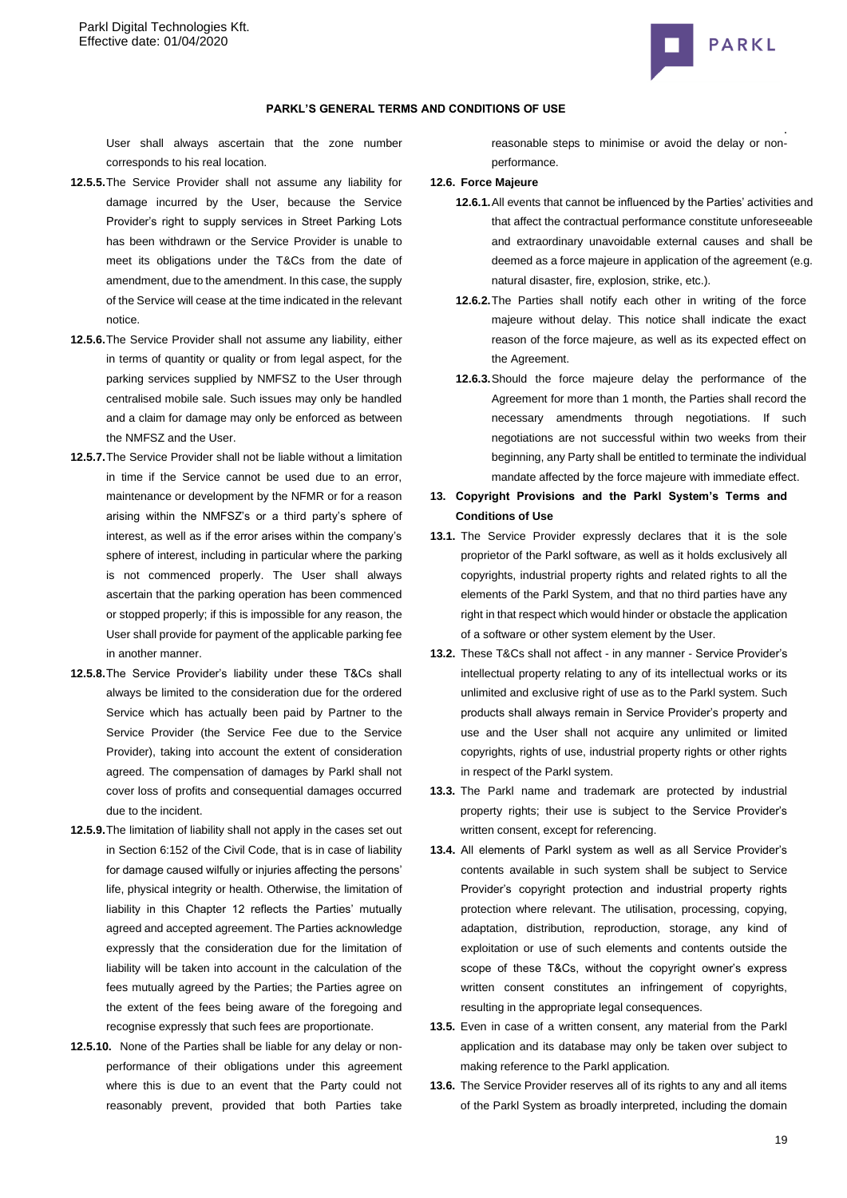User shall always ascertain that the zone number corresponds to his real location.

**12.5.5.** The Service Provider shall not assume any liability for damage incurred by the User, because the Service Provider's right to supply services in Street Parking Lots has been withdrawn or the Service Provider is unable to meet its obligations under the T&Cs from the date of amendment, due to the amendment. In this case, the supply of the Service will cease at the time indicated in the relevant notice.

**12.5.6.** The Service Provider shall not assume any liability, either in terms of quantity or quality or from legal aspect, for the parking services supplied by NMFSZ to the User through centralised mobile sale. Such issues may only be handled and a claim for damage may only be enforced as between the NMFSZ and the User.

**12.5.7.** The Service Provider shall not be liable without a limitation in time if the Service cannot be used due to an error, maintenance or development by the NFMR or for a reason arising within the NMFSZ's or a third party's sphere of interest, as well as if the error arises within the company's sphere of interest, including in particular where the parking is not commenced properly. The User shall always ascertain that the parking operation has been commenced or stopped properly; if this is impossible for any reason, the User shall provide for payment of the applicable parking fee in another manner.

**12.5.8.** The Service Provider's liability under these T&Cs shall always be limited to the consideration due for the ordered Service which has actually been paid by Partner to the Service Provider (the Service Fee due to the Service Provider), taking into account the extent of consideration agreed. The compensation of damages by Parkl shall not cover loss of profits and consequential damages occurred due to the incident.

**12.5.9.** The limitation of liability shall not apply in the cases set out in Section 6:152 of the Civil Code, that is in case of liability for damage caused wilfully or injuries affecting the persons' life, physical integrity or health. Otherwise, the limitation of liability in this Chapter 12 reflects the Parties' mutually agreed and accepted agreement. The Parties acknowledge expressly that the consideration due for the limitation of liability will be taken into account in the calculation of the fees mutually agreed by the Parties; the Parties agree on the extent of the fees being aware of the foregoing and recognise expressly that such fees are proportionate.

**12.5.10.** None of the Parties shall be liable for any delay or non-performance of their obligations under this agreement where this is due to an event that the Party could not reasonably prevent, provided that both Parties take reasonable steps to minimise or avoid the delay or non-performance.

**12.6. Force Majeure**

**12.6.1.** All events that cannot be influenced by the Parties' activities and that affect the contractual performance constitute unforeseeable and extraordinary unavoidable external causes and shall be deemed as a force majeure in application of the agreement (e.g. natural disaster, fire, explosion, strike, etc.).

**12.6.2.** The Parties shall notify each other in writing of the force majeure without delay. This notice shall indicate the exact reason of the force majeure, as well as its expected effect on the Agreement.

**12.6.3.** Should the force majeure delay the performance of the Agreement for more than 1 month, the Parties shall record the necessary amendments through negotiations. If such negotiations are not successful within two weeks from their beginning, any Party shall be entitled to terminate the individual mandate affected by the force majeure with immediate effect.

## 13. Copyright Provisions and the Parkl System's Terms and Conditions of Use

**13.1.** The Service Provider expressly declares that it is the sole proprietor of the Parkl software, as well as it holds exclusively all copyrights, industrial property rights and related rights to all the elements of the Parkl System, and that no third parties have any right in that respect which would hinder or obstacle the application of a software or other system element by the User.

**13.2.** These T&Cs shall not affect - in any manner - Service Provider's intellectual property relating to any of its intellectual works or its unlimited and exclusive right of use as to the Parkl system. Such products shall always remain in Service Provider's property and use and the User shall not acquire any unlimited or limited copyrights, rights of use, industrial property rights or other rights in respect of the Parkl system.

**13.3.** The Parkl name and trademark are protected by industrial property rights; their use is subject to the Service Provider's written consent, except for referencing.

**13.4.** All elements of Parkl system as well as all Service Provider's contents available in such system shall be subject to Service Provider's copyright protection and industrial property rights protection where relevant. The utilisation, processing, copying, adaptation, distribution, reproduction, storage, any kind of exploitation or use of such elements and contents outside the scope of these T&Cs, without the copyright owner's express written consent constitutes an infringement of copyrights, resulting in the appropriate legal consequences.

**13.5.** Even in case of a written consent, any material from the Parkl application and its database may only be taken over subject to making reference to the Parkl application.

**13.6.** The Service Provider reserves all of its rights to any and all items of the Parkl System as broadly interpreted, including the domain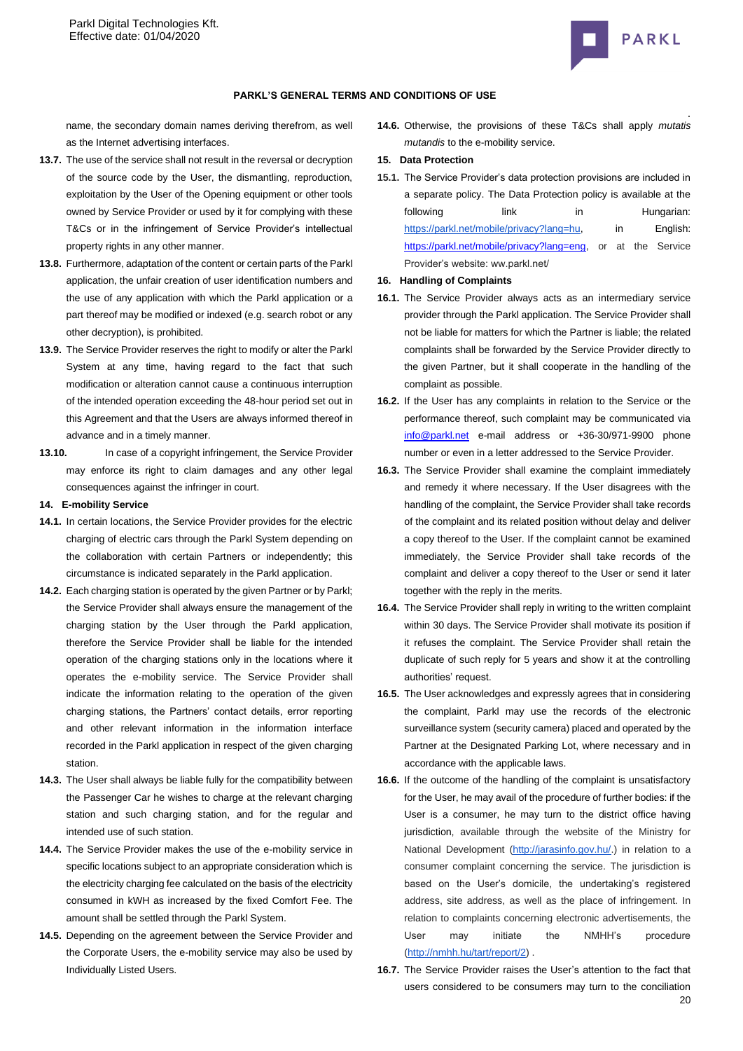name, the secondary domain names deriving therefrom, as well as the Internet advertising interfaces.

**13.7.** The use of the service shall not result in the reversal or decryption of the source code by the User, the dismantling, reproduction, exploitation by the User of the Opening equipment or other tools owned by Service Provider or used by it for complying with these T&Cs or in the infringement of Service Provider's intellectual property rights in any other manner.

**13.8.** Furthermore, adaptation of the content or certain parts of the Parkl application, the unfair creation of user identification numbers and the use of any application with which the Parkl application or a part thereof may be modified or indexed (e.g. search robot or any other decryption), is prohibited.

**13.9.** The Service Provider reserves the right to modify or alter the Parkl System at any time, having regard to the fact that such modification or alteration cannot cause a continuous interruption of the intended operation exceeding the 48-hour period set out in this Agreement and that the Users are always informed thereof in advance and in a timely manner.

**13.10.** In case of a copyright infringement, the Service Provider may enforce its right to claim damages and any other legal consequences against the infringer in court.

## 14. E-mobility Service

**14.1.** In certain locations, the Service Provider provides for the electric charging of electric cars through the Parkl System depending on the collaboration with certain Partners or independently; this circumstance is indicated separately in the Parkl application.

**14.2.** Each charging station is operated by the given Partner or by Parkl; the Service Provider shall always ensure the management of the charging station by the User through the Parkl application, therefore the Service Provider shall be liable for the intended operation of the charging stations only in the locations where it operates the e-mobility service. The Service Provider shall indicate the information relating to the operation of the given charging stations, the Partners' contact details, error reporting and other relevant information in the information interface recorded in the Parkl application in respect of the given charging station.

**14.3.** The User shall always be liable fully for the compatibility between the Passenger Car he wishes to charge at the relevant charging station and such charging station, and for the regular and intended use of such station.

**14.4.** The Service Provider makes the use of the e-mobility service in specific locations subject to an appropriate consideration which is the electricity charging fee calculated on the basis of the electricity consumed in kWH as increased by the fixed Comfort Fee. The amount shall be settled through the Parkl System.

**14.5.** Depending on the agreement between the Service Provider and the Corporate Users, the e-mobility service may also be used by Individually Listed Users.

**14.6.** Otherwise, the provisions of these T&Cs shall apply *mutatis mutandis* to the e-mobility service.

## 15. Data Protection

**15.1.** The Service Provider's data protection provisions are included in a separate policy. The Data Protection policy is available at the following link in Hungarian: https://parkl.net/mobile/privacy?lang=hu, in English: https://parkl.net/mobile/privacy?lang=eng, or at the Service Provider's website: ww.parkl.net/

## 16. Handling of Complaints

**16.1.** The Service Provider always acts as an intermediary service provider through the Parkl application. The Service Provider shall not be liable for matters for which the Partner is liable; the related complaints shall be forwarded by the Service Provider directly to the given Partner, but it shall cooperate in the handling of the complaint as possible.

**16.2.** If the User has any complaints in relation to the Service or the performance thereof, such complaint may be communicated via info@parkl.net e-mail address or +36-30/971-9900 phone number or even in a letter addressed to the Service Provider.

**16.3.** The Service Provider shall examine the complaint immediately and remedy it where necessary. If the User disagrees with the handling of the complaint, the Service Provider shall take records of the complaint and its related position without delay and deliver a copy thereof to the User. If the complaint cannot be examined immediately, the Service Provider shall take records of the complaint and deliver a copy thereof to the User or send it later together with the reply in the merits.

**16.4.** The Service Provider shall reply in writing to the written complaint within 30 days. The Service Provider shall motivate its position if it refuses the complaint. The Service Provider shall retain the duplicate of such reply for 5 years and show it at the controlling authorities' request.

**16.5.** The User acknowledges and expressly agrees that in considering the complaint, Parkl may use the records of the electronic surveillance system (security camera) placed and operated by the Partner at the Designated Parking Lot, where necessary and in accordance with the applicable laws.

**16.6.** If the outcome of the handling of the complaint is unsatisfactory for the User, he may avail of the procedure of further bodies: if the User is a consumer, he may turn to the district office having jurisdiction, available through the website of the Ministry for National Development (http://jarasinfo.gov.hu/.) in relation to a consumer complaint concerning the service. The jurisdiction is based on the User's domicile, the undertaking's registered address, site address, as well as the place of infringement. In relation to complaints concerning electronic advertisements, the User may initiate the NMHH's procedure (http://nmhh.hu/tart/report/2) .

**16.7.** The Service Provider raises the User's attention to the fact that users considered to be consumers may turn to the conciliation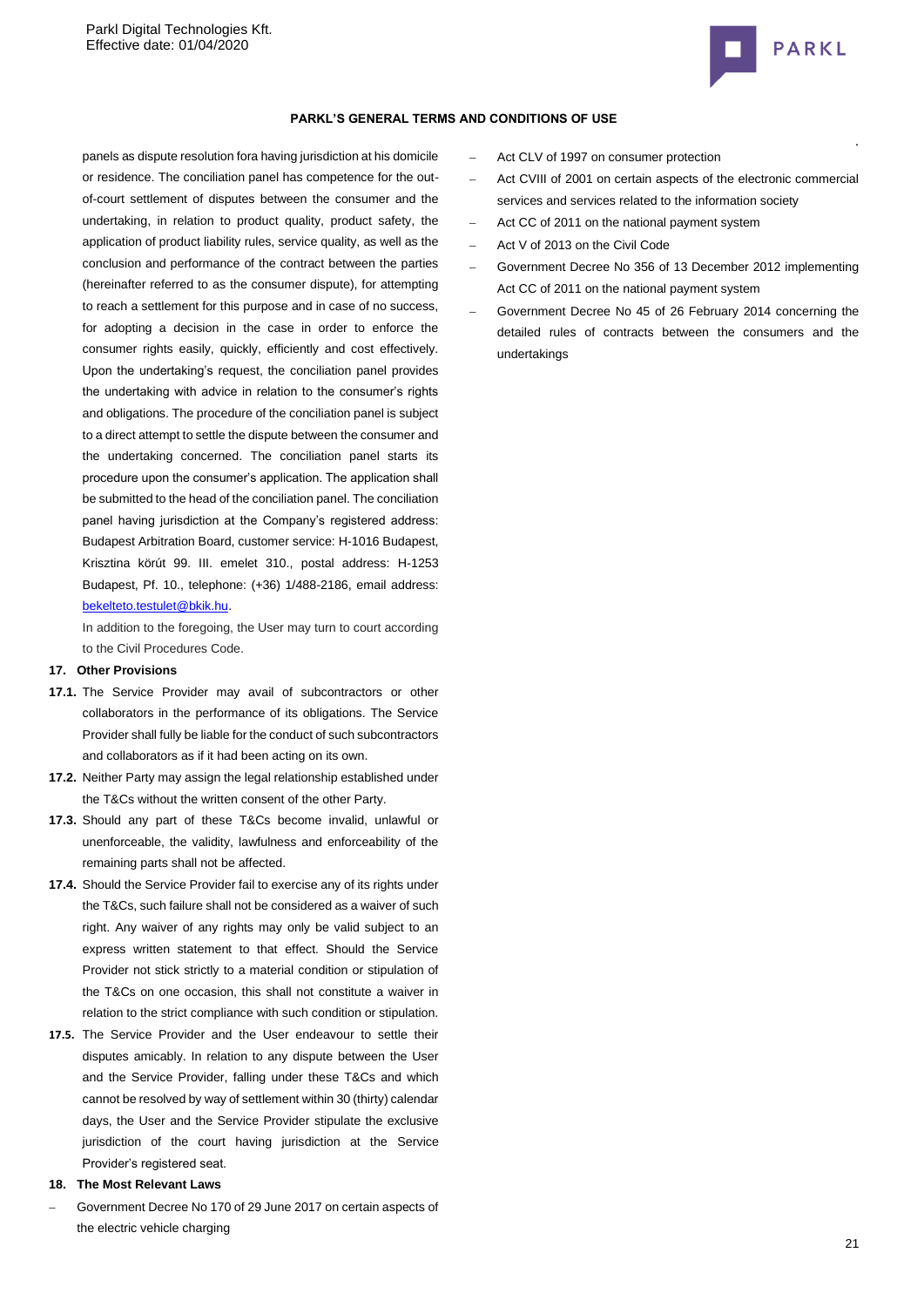panels as dispute resolution fora having jurisdiction at his domicile or residence. The conciliation panel has competence for the out-of-court settlement of disputes between the consumer and the undertaking, in relation to product quality, product safety, the application of product liability rules, service quality, as well as the conclusion and performance of the contract between the parties (hereinafter referred to as the consumer dispute), for attempting to reach a settlement for this purpose and in case of no success, for adopting a decision in the case in order to enforce the consumer rights easily, quickly, efficiently and cost effectively. Upon the undertaking's request, the conciliation panel provides the undertaking with advice in relation to the consumer's rights and obligations. The procedure of the conciliation panel is subject to a direct attempt to settle the dispute between the consumer and the undertaking concerned. The conciliation panel starts its procedure upon the consumer's application. The application shall be submitted to the head of the conciliation panel. The conciliation panel having jurisdiction at the Company's registered address: Budapest Arbitration Board, customer service: H-1016 Budapest, Krisztina körút 99. III. emelet 310., postal address: H-1253 Budapest, Pf. 10., telephone: (+36) 1/488-2186, email address: bekelteto.testulet@bkik.hu.

In addition to the foregoing, the User may turn to court according to the Civil Procedures Code.

**17. Other Provisions**

**17.1.** The Service Provider may avail of subcontractors or other collaborators in the performance of its obligations. The Service Provider shall fully be liable for the conduct of such subcontractors and collaborators as if it had been acting on its own.

**17.2.** Neither Party may assign the legal relationship established under the T&Cs without the written consent of the other Party.

**17.3.** Should any part of these T&Cs become invalid, unlawful or unenforceable, the validity, lawfulness and enforceability of the remaining parts shall not be affected.

**17.4.** Should the Service Provider fail to exercise any of its rights under the T&Cs, such failure shall not be considered as a waiver of such right. Any waiver of any rights may only be valid subject to an express written statement to that effect. Should the Service Provider not stick strictly to a material condition or stipulation of the T&Cs on one occasion, this shall not constitute a waiver in relation to the strict compliance with such condition or stipulation.

**17.5.** The Service Provider and the User endeavour to settle their disputes amicably. In relation to any dispute between the User and the Service Provider, falling under these T&Cs and which cannot be resolved by way of settlement within 30 (thirty) calendar days, the User and the Service Provider stipulate the exclusive jurisdiction of the court having jurisdiction at the Service Provider's registered seat.

**18. The Most Relevant Laws**

- Government Decree No 170 of 29 June 2017 on certain aspects of the electric vehicle charging
- Act CLV of 1997 on consumer protection
- Act CVIII of 2001 on certain aspects of the electronic commercial services and services related to the information society
- Act CC of 2011 on the national payment system
- Act V of 2013 on the Civil Code
- Government Decree No 356 of 13 December 2012 implementing Act CC of 2011 on the national payment system
- Government Decree No 45 of 26 February 2014 concerning the detailed rules of contracts between the consumers and the undertakings